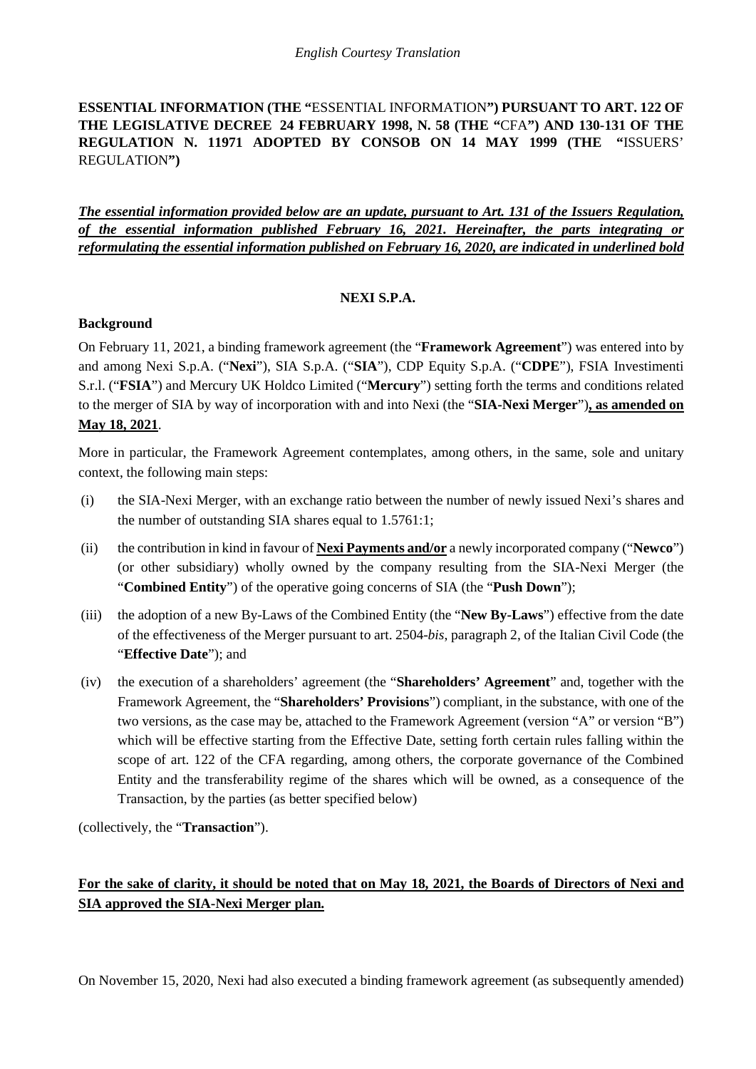*English Courtesy Translation*

**ESSENTIAL INFORMATION (THE "**ESSENTIAL INFORMATION**") PURSUANT TO ART. 122 OF THE LEGISLATIVE DECREE 24 FEBRUARY 1998, N. 58 (THE "**CFA**") AND 130-131 OF THE REGULATION N. 11971 ADOPTED BY CONSOB ON 14 MAY 1999 (THE "**ISSUERS' REGULATION**")**

***The essential information provided below are an update, pursuant to Art. 131 of the Issuers Regulation, of the essential information published February 16, 2021. Hereinafter, the parts integrating or reformulating the essential information published on February 16, 2020, are indicated in underlined bold***

**NEXI S.P.A.**

**Background**

On February 11, 2021, a binding framework agreement (the "**Framework Agreement**") was entered into by and among Nexi S.p.A. ("**Nexi**"), SIA S.p.A. ("**SIA**"), CDP Equity S.p.A. ("**CDPE**"), FSIA Investimenti S.r.l. ("**FSIA**") and Mercury UK Holdco Limited ("**Mercury**") setting forth the terms and conditions related to the merger of SIA by way of incorporation with and into Nexi (the "**SIA-Nexi Merger**")**, as amended on May 18, 2021**.

More in particular, the Framework Agreement contemplates, among others, in the same, sole and unitary context, the following main steps:

(i) the SIA-Nexi Merger, with an exchange ratio between the number of newly issued Nexi's shares and the number of outstanding SIA shares equal to 1.5761:1;

(ii) the contribution in kind in favour of **Nexi Payments and/or** a newly incorporated company ("**Newco**") (or other subsidiary) wholly owned by the company resulting from the SIA-Nexi Merger (the "**Combined Entity**") of the operative going concerns of SIA (the "**Push Down**");

(iii) the adoption of a new By-Laws of the Combined Entity (the "**New By-Laws**") effective from the date of the effectiveness of the Merger pursuant to art. 2504-*bis*, paragraph 2, of the Italian Civil Code (the "**Effective Date**"); and

(iv) the execution of a shareholders' agreement (the "**Shareholders' Agreement**" and, together with the Framework Agreement, the "**Shareholders' Provisions**") compliant, in the substance, with one of the two versions, as the case may be, attached to the Framework Agreement (version "A" or version "B") which will be effective starting from the Effective Date, setting forth certain rules falling within the scope of art. 122 of the CFA regarding, among others, the corporate governance of the Combined Entity and the transferability regime of the shares which will be owned, as a consequence of the Transaction, by the parties (as better specified below)

(collectively, the "**Transaction**").

**For the sake of clarity, it should be noted that on May 18, 2021, the Boards of Directors of Nexi and SIA approved the SIA-Nexi Merger plan.**

On November 15, 2020, Nexi had also executed a binding framework agreement (as subsequently amended)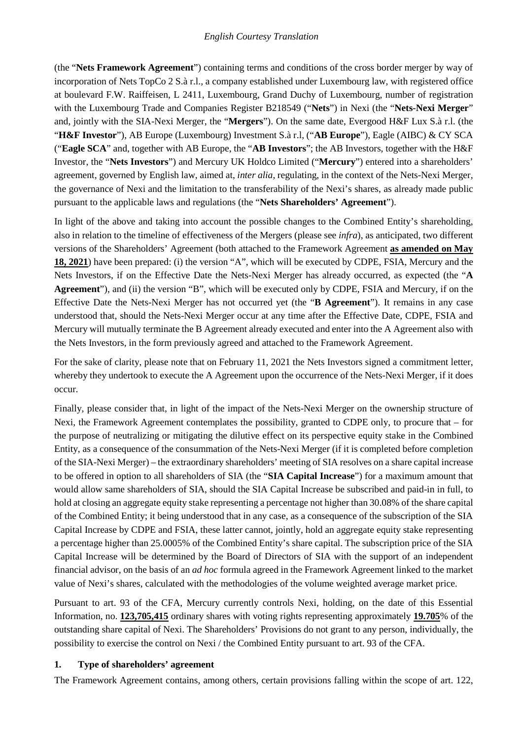(the "**Nets Framework Agreement**") containing terms and conditions of the cross border merger by way of incorporation of Nets TopCo 2 S.à r.l., a company established under Luxembourg law, with registered office at boulevard F.W. Raiffeisen, L 2411, Luxembourg, Grand Duchy of Luxembourg, number of registration with the Luxembourg Trade and Companies Register B218549 ("**Nets**") in Nexi (the "**Nets-Nexi Merger**" and, jointly with the SIA-Nexi Merger, the "**Mergers**"). On the same date, Evergood H&F Lux S.à r.l. (the "**H&F Investor**"), AB Europe (Luxembourg) Investment S.à r.l, ("**AB Europe**"), Eagle (AIBC) & CY SCA ("**Eagle SCA**" and, together with AB Europe, the "**AB Investors**"; the AB Investors, together with the H&F Investor, the "**Nets Investors**") and Mercury UK Holdco Limited ("**Mercury**") entered into a shareholders' agreement, governed by English law, aimed at, *inter alia*, regulating, in the context of the Nets-Nexi Merger, the governance of Nexi and the limitation to the transferability of the Nexi's shares, as already made public pursuant to the applicable laws and regulations (the "**Nets Shareholders' Agreement**").

In light of the above and taking into account the possible changes to the Combined Entity's shareholding, also in relation to the timeline of effectiveness of the Mergers (please see *infra*), as anticipated, two different versions of the Shareholders' Agreement (both attached to the Framework Agreement **<u>as amended on May 18, 2021</u>**) have been prepared: (i) the version "A", which will be executed by CDPE, FSIA, Mercury and the Nets Investors, if on the Effective Date the Nets-Nexi Merger has already occurred, as expected (the "**A Agreement**"), and (ii) the version "B", which will be executed only by CDPE, FSIA and Mercury, if on the Effective Date the Nets-Nexi Merger has not occurred yet (the "**B Agreement**"). It remains in any case understood that, should the Nets-Nexi Merger occur at any time after the Effective Date, CDPE, FSIA and Mercury will mutually terminate the B Agreement already executed and enter into the A Agreement also with the Nets Investors, in the form previously agreed and attached to the Framework Agreement.

For the sake of clarity, please note that on February 11, 2021 the Nets Investors signed a commitment letter, whereby they undertook to execute the A Agreement upon the occurrence of the Nets-Nexi Merger, if it does occur.

Finally, please consider that, in light of the impact of the Nets-Nexi Merger on the ownership structure of Nexi, the Framework Agreement contemplates the possibility, granted to CDPE only, to procure that – for the purpose of neutralizing or mitigating the dilutive effect on its perspective equity stake in the Combined Entity, as a consequence of the consummation of the Nets-Nexi Merger (if it is completed before completion of the SIA-Nexi Merger) – the extraordinary shareholders' meeting of SIA resolves on a share capital increase to be offered in option to all shareholders of SIA (the "**SIA Capital Increase**") for a maximum amount that would allow same shareholders of SIA, should the SIA Capital Increase be subscribed and paid-in in full, to hold at closing an aggregate equity stake representing a percentage not higher than 30.08% of the share capital of the Combined Entity; it being understood that in any case, as a consequence of the subscription of the SIA Capital Increase by CDPE and FSIA, these latter cannot, jointly, hold an aggregate equity stake representing a percentage higher than 25.0005% of the Combined Entity's share capital. The subscription price of the SIA Capital Increase will be determined by the Board of Directors of SIA with the support of an independent financial advisor, on the basis of an *ad hoc* formula agreed in the Framework Agreement linked to the market value of Nexi's shares, calculated with the methodologies of the volume weighted average market price.

Pursuant to art. 93 of the CFA, Mercury currently controls Nexi, holding, on the date of this Essential Information, no. **<u>123,705,415</u>** ordinary shares with voting rights representing approximately **<u>19.705</u>**% of the outstanding share capital of Nexi. The Shareholders' Provisions do not grant to any person, individually, the possibility to exercise the control on Nexi / the Combined Entity pursuant to art. 93 of the CFA.

## 1. Type of shareholders' agreement

The Framework Agreement contains, among others, certain provisions falling within the scope of art. 122,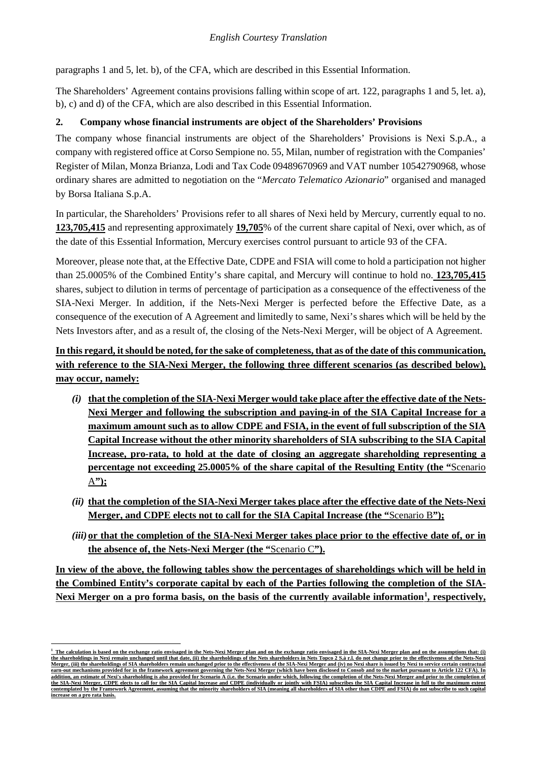paragraphs 1 and 5, let. b), of the CFA, which are described in this Essential Information.

The Shareholders' Agreement contains provisions falling within scope of art. 122, paragraphs 1 and 5, let. a), b), c) and d) of the CFA, which are also described in this Essential Information.

## 2. Company whose financial instruments are object of the Shareholders' Provisions

The company whose financial instruments are object of the Shareholders' Provisions is Nexi S.p.A., a company with registered office at Corso Sempione no. 55, Milan, number of registration with the Companies' Register of Milan, Monza Brianza, Lodi and Tax Code 09489670969 and VAT number 10542790968, whose ordinary shares are admitted to negotiation on the "*Mercato Telematico Azionario*" organised and managed by Borsa Italiana S.p.A.

In particular, the Shareholders' Provisions refer to all shares of Nexi held by Mercury, currently equal to no. **123,705,415** and representing approximately **19,705**% of the current share capital of Nexi, over which, as of the date of this Essential Information, Mercury exercises control pursuant to article 93 of the CFA.

Moreover, please note that, at the Effective Date, CDPE and FSIA will come to hold a participation not higher than 25.0005% of the Combined Entity's share capital, and Mercury will continue to hold no. **123,705,415** shares, subject to dilution in terms of percentage of participation as a consequence of the effectiveness of the SIA-Nexi Merger. In addition, if the Nets-Nexi Merger is perfected before the Effective Date, as a consequence of the execution of A Agreement and limitedly to same, Nexi's shares which will be held by the Nets Investors after, and as a result of, the closing of the Nets-Nexi Merger, will be object of A Agreement.

**In this regard, it should be noted, for the sake of completeness, that as of the date of this communication, with reference to the SIA-Nexi Merger, the following three different scenarios (as described below), may occur, namely:**

- ***(i)*** **that the completion of the SIA-Nexi Merger would take place after the effective date of the Nets-Nexi Merger and following the subscription and paying-in of the SIA Capital Increase for a maximum amount such as to allow CDPE and FSIA, in the event of full subscription of the SIA Capital Increase without the other minority shareholders of SIA subscribing to the SIA Capital Increase, pro-rata, to hold at the date of closing an aggregate shareholding representing a percentage not exceeding 25.0005% of the share capital of the Resulting Entity (the "**Scenario A**");**
- ***(ii)*** **that the completion of the SIA-Nexi Merger takes place after the effective date of the Nets-Nexi Merger, and CDPE elects not to call for the SIA Capital Increase (the "**Scenario B**");**
- ***(iii)*** **or that the completion of the SIA-Nexi Merger takes place prior to the effective date of, or in the absence of, the Nets-Nexi Merger (the "**Scenario C**").**

**In view of the above, the following tables show the percentages of shareholdings which will be held in the Combined Entity's corporate capital by each of the Parties following the completion of the SIA-Nexi Merger on a pro forma basis, on the basis of the currently available information[1], respectively,**

---

[1] **The calculation is based on the exchange ratio envisaged in the Nets-Nexi Merger plan and on the exchange ratio envisaged in the SIA-Nexi Merger plan and on the assumptions that: (i) the shareholdings in Nexi remain unchanged until that date, (ii) the shareholdings of the Nets shareholders in Nets Topco 2 S.à r.l. do not change prior to the effectiveness of the Nets-Nexi Merger, (iii) the shareholdings of SIA shareholders remain unchanged prior to the effectiveness of the SIA-Nexi Merger and (iv) no Nexi share is issued by Nexi to service certain contractual earn-out mechanisms provided for in the framework agreement governing the Nets-Nexi Merger (which have been disclosed to Consob and to the market pursuant to Article 122 CFA). In addition, an estimate of Nexi's shareholding is also provided for Scenario A (i.e. the Scenario under which, following the completion of the Nets-Nexi Merger and prior to the completion of the SIA-Nexi Merger, CDPE elects to call for the SIA Capital Increase and CDPE (individually or jointly with FSIA) subscribes the SIA Capital Increase in full to the maximum extent contemplated by the Framework Agreement, assuming that the minority shareholders of SIA (meaning all shareholders of SIA other than CDPE and FSIA) do not subscribe to such capital increase on a pro rata basis.**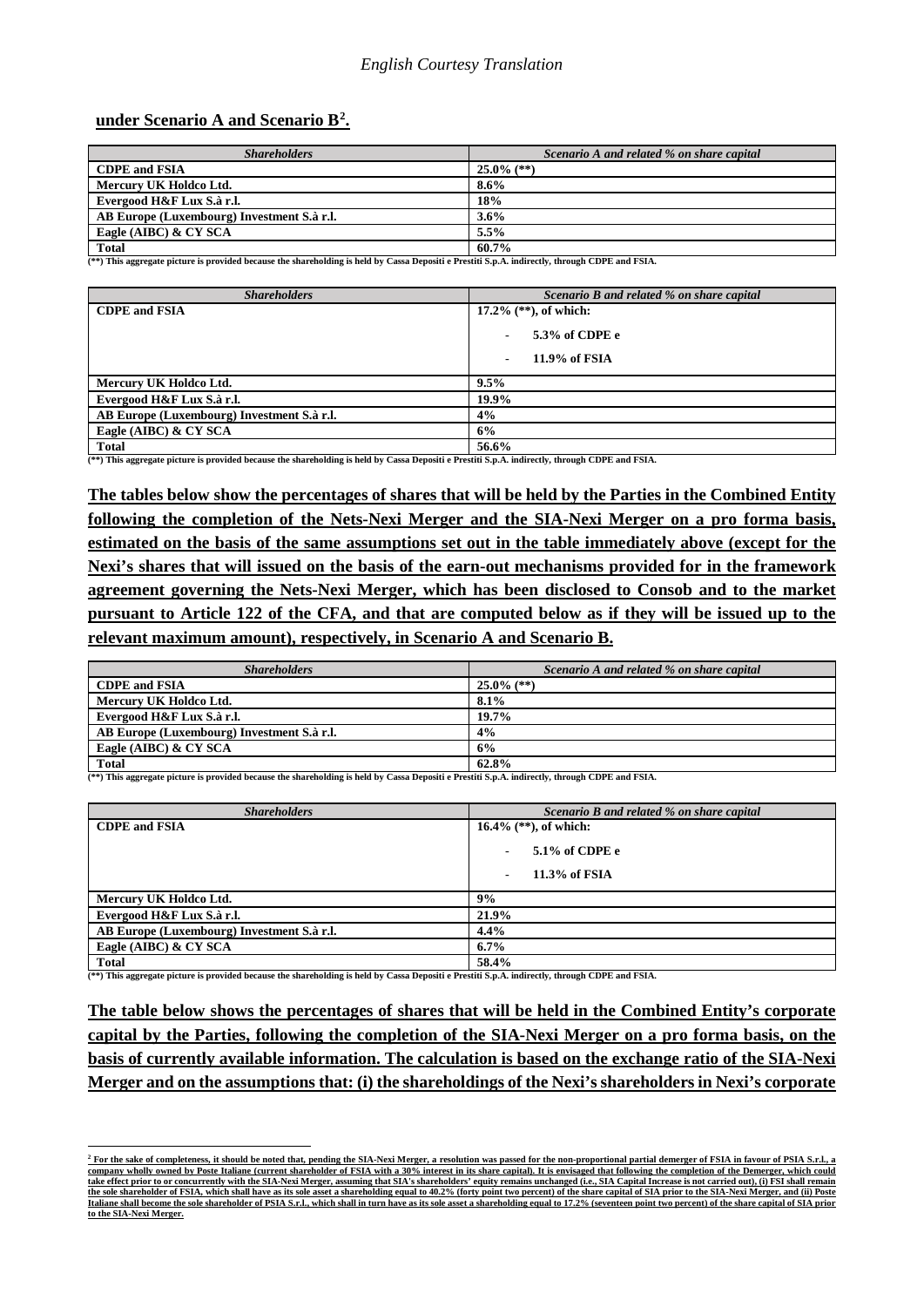**under Scenario A and Scenario B[2].**

| *Shareholders* | *Scenario A and related % on share capital* |
|---|---|
| **CDPE and FSIA** | **25.0% (**)** |
| **Mercury UK Holdco Ltd.** | **8.6%** |
| **Evergood H&F Lux S.à r.l.** | **18%** |
| **AB Europe (Luxembourg) Investment S.à r.l.** | **3.6%** |
| **Eagle (AIBC) & CY SCA** | **5.5%** |
| **Total** | **60.7%** |

**(**) This aggregate picture is provided because the shareholding is held by Cassa Depositi e Prestiti S.p.A. indirectly, through CDPE and FSIA.**

| *Shareholders* | *Scenario B and related % on share capital* |
|---|---|
| **CDPE and FSIA** | **17.2% (**), of which:**<br>- **5.3% of CDPE e**<br>- **11.9% of FSIA** |
| **Mercury UK Holdco Ltd.** | **9.5%** |
| **Evergood H&F Lux S.à r.l.** | **19.9%** |
| **AB Europe (Luxembourg) Investment S.à r.l.** | **4%** |
| **Eagle (AIBC) & CY SCA** | **6%** |
| **Total** | **56.6%** |

**(**) This aggregate picture is provided because the shareholding is held by Cassa Depositi e Prestiti S.p.A. indirectly, through CDPE and FSIA.**

**The tables below show the percentages of shares that will be held by the Parties in the Combined Entity following the completion of the Nets-Nexi Merger and the SIA-Nexi Merger on a pro forma basis, estimated on the basis of the same assumptions set out in the table immediately above (except for the Nexi's shares that will issued on the basis of the earn-out mechanisms provided for in the framework agreement governing the Nets-Nexi Merger, which has been disclosed to Consob and to the market pursuant to Article 122 of the CFA, and that are computed below as if they will be issued up to the relevant maximum amount), respectively, in Scenario A and Scenario B.**

| *Shareholders* | *Scenario A and related % on share capital* |
|---|---|
| **CDPE and FSIA** | **25.0% (**)** |
| **Mercury UK Holdco Ltd.** | **8.1%** |
| **Evergood H&F Lux S.à r.l.** | **19.7%** |
| **AB Europe (Luxembourg) Investment S.à r.l.** | **4%** |
| **Eagle (AIBC) & CY SCA** | **6%** |
| **Total** | **62.8%** |

**(**) This aggregate picture is provided because the shareholding is held by Cassa Depositi e Prestiti S.p.A. indirectly, through CDPE and FSIA.**

| *Shareholders* | *Scenario B and related % on share capital* |
|---|---|
| **CDPE and FSIA** | **16.4% (**), of which:**<br>- **5.1% of CDPE e**<br>- **11.3% of FSIA** |
| **Mercury UK Holdco Ltd.** | **9%** |
| **Evergood H&F Lux S.à r.l.** | **21.9%** |
| **AB Europe (Luxembourg) Investment S.à r.l.** | **4.4%** |
| **Eagle (AIBC) & CY SCA** | **6.7%** |
| **Total** | **58.4%** |

**(**) This aggregate picture is provided because the shareholding is held by Cassa Depositi e Prestiti S.p.A. indirectly, through CDPE and FSIA.**

**The table below shows the percentages of shares that will be held in the Combined Entity's corporate capital by the Parties, following the completion of the SIA-Nexi Merger on a pro forma basis, on the basis of currently available information. The calculation is based on the exchange ratio of the SIA-Nexi Merger and on the assumptions that: (i) the shareholdings of the Nexi's shareholders in Nexi's corporate**

---

[2] **For the sake of completeness, it should be noted that, pending the SIA-Nexi Merger, a resolution was passed for the non-proportional partial demerger of FSIA in favour of PSIA S.r.l., a company wholly owned by Poste Italiane (current shareholder of FSIA with a 30% interest in its share capital). It is envisaged that following the completion of the Demerger, which could take effect prior to or concurrently with the SIA-Nexi Merger, assuming that SIA's shareholders' equity remains unchanged (i.e., SIA Capital Increase is not carried out), (i) FSI shall remain the sole shareholder of FSIA, which shall have as its sole asset a shareholding equal to 40.2% (forty point two percent) of the share capital of SIA prior to the SIA-Nexi Merger, and (ii) Poste Italiane shall become the sole shareholder of PSIA S.r.l., which shall in turn have as its sole asset a shareholding equal to 17.2% (seventeen point two percent) of the share capital of SIA prior to the SIA-Nexi Merger.**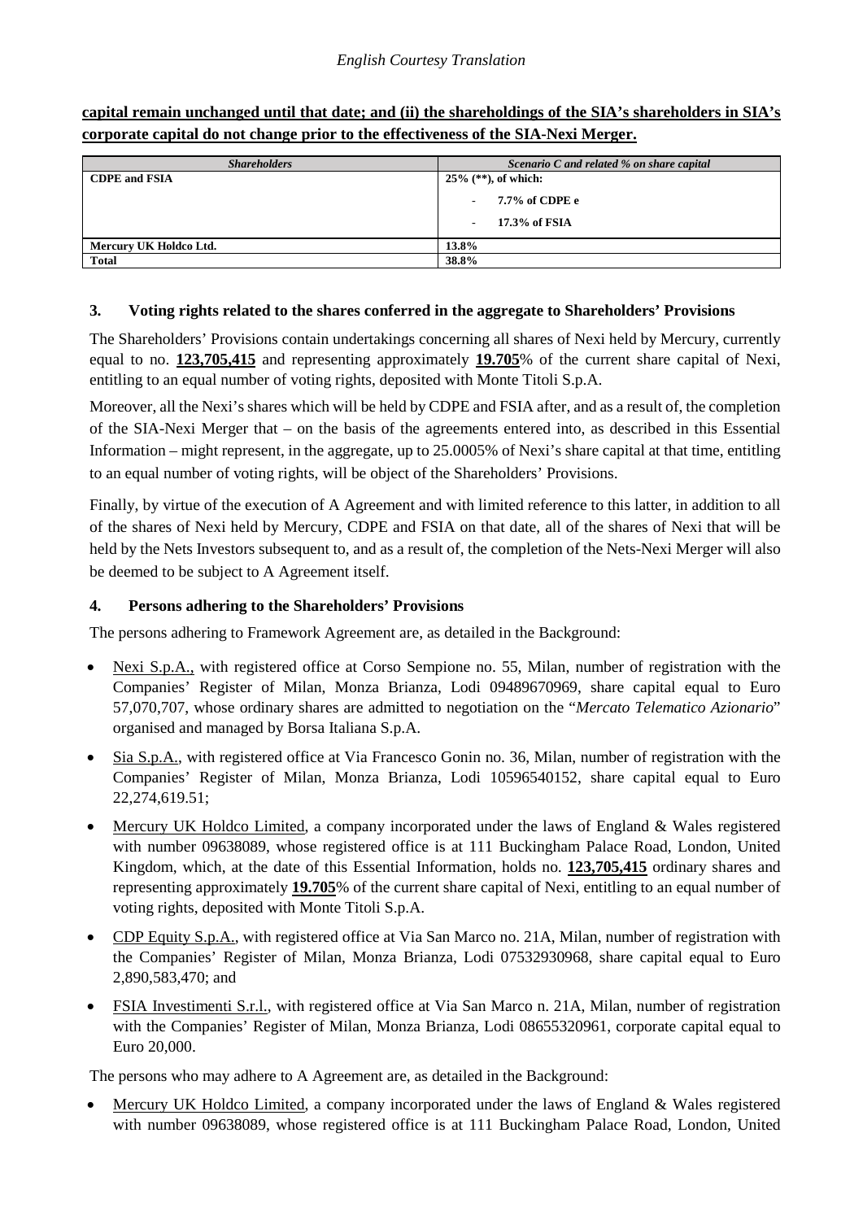**capital remain unchanged until that date; and (ii) the shareholdings of the SIA's shareholders in SIA's corporate capital do not change prior to the effectiveness of the SIA-Nexi Merger.**

| *Shareholders* | *Scenario C and related % on share capital* |
|---|---|
| **CDPE and FSIA** | **25% (\*\*), of which:**<br>- **7.7% of CDPE e**<br>- **17.3% of FSIA** |
| **Mercury UK Holdco Ltd.** | **13.8%** |
| **Total** | **38.8%** |

### 3. Voting rights related to the shares conferred in the aggregate to Shareholders' Provisions

The Shareholders' Provisions contain undertakings concerning all shares of Nexi held by Mercury, currently equal to no. **123,705,415** and representing approximately **19.705**% of the current share capital of Nexi, entitling to an equal number of voting rights, deposited with Monte Titoli S.p.A.

Moreover, all the Nexi's shares which will be held by CDPE and FSIA after, and as a result of, the completion of the SIA-Nexi Merger that – on the basis of the agreements entered into, as described in this Essential Information – might represent, in the aggregate, up to 25.0005% of Nexi's share capital at that time, entitling to an equal number of voting rights, will be object of the Shareholders' Provisions.

Finally, by virtue of the execution of A Agreement and with limited reference to this latter, in addition to all of the shares of Nexi held by Mercury, CDPE and FSIA on that date, all of the shares of Nexi that will be held by the Nets Investors subsequent to, and as a result of, the completion of the Nets-Nexi Merger will also be deemed to be subject to A Agreement itself.

### 4. Persons adhering to the Shareholders' Provisions

The persons adhering to Framework Agreement are, as detailed in the Background:

- Nexi S.p.A., with registered office at Corso Sempione no. 55, Milan, number of registration with the Companies' Register of Milan, Monza Brianza, Lodi 09489670969, share capital equal to Euro 57,070,707, whose ordinary shares are admitted to negotiation on the "*Mercato Telematico Azionario*" organised and managed by Borsa Italiana S.p.A.
- Sia S.p.A., with registered office at Via Francesco Gonin no. 36, Milan, number of registration with the Companies' Register of Milan, Monza Brianza, Lodi 10596540152, share capital equal to Euro 22,274,619.51;
- Mercury UK Holdco Limited, a company incorporated under the laws of England & Wales registered with number 09638089, whose registered office is at 111 Buckingham Palace Road, London, United Kingdom, which, at the date of this Essential Information, holds no. **123,705,415** ordinary shares and representing approximately **19.705**% of the current share capital of Nexi, entitling to an equal number of voting rights, deposited with Monte Titoli S.p.A.
- CDP Equity S.p.A., with registered office at Via San Marco no. 21A, Milan, number of registration with the Companies' Register of Milan, Monza Brianza, Lodi 07532930968, share capital equal to Euro 2,890,583,470; and
- FSIA Investimenti S.r.l., with registered office at Via San Marco n. 21A, Milan, number of registration with the Companies' Register of Milan, Monza Brianza, Lodi 08655320961, corporate capital equal to Euro 20,000.

The persons who may adhere to A Agreement are, as detailed in the Background:

- Mercury UK Holdco Limited, a company incorporated under the laws of England & Wales registered with number 09638089, whose registered office is at 111 Buckingham Palace Road, London, United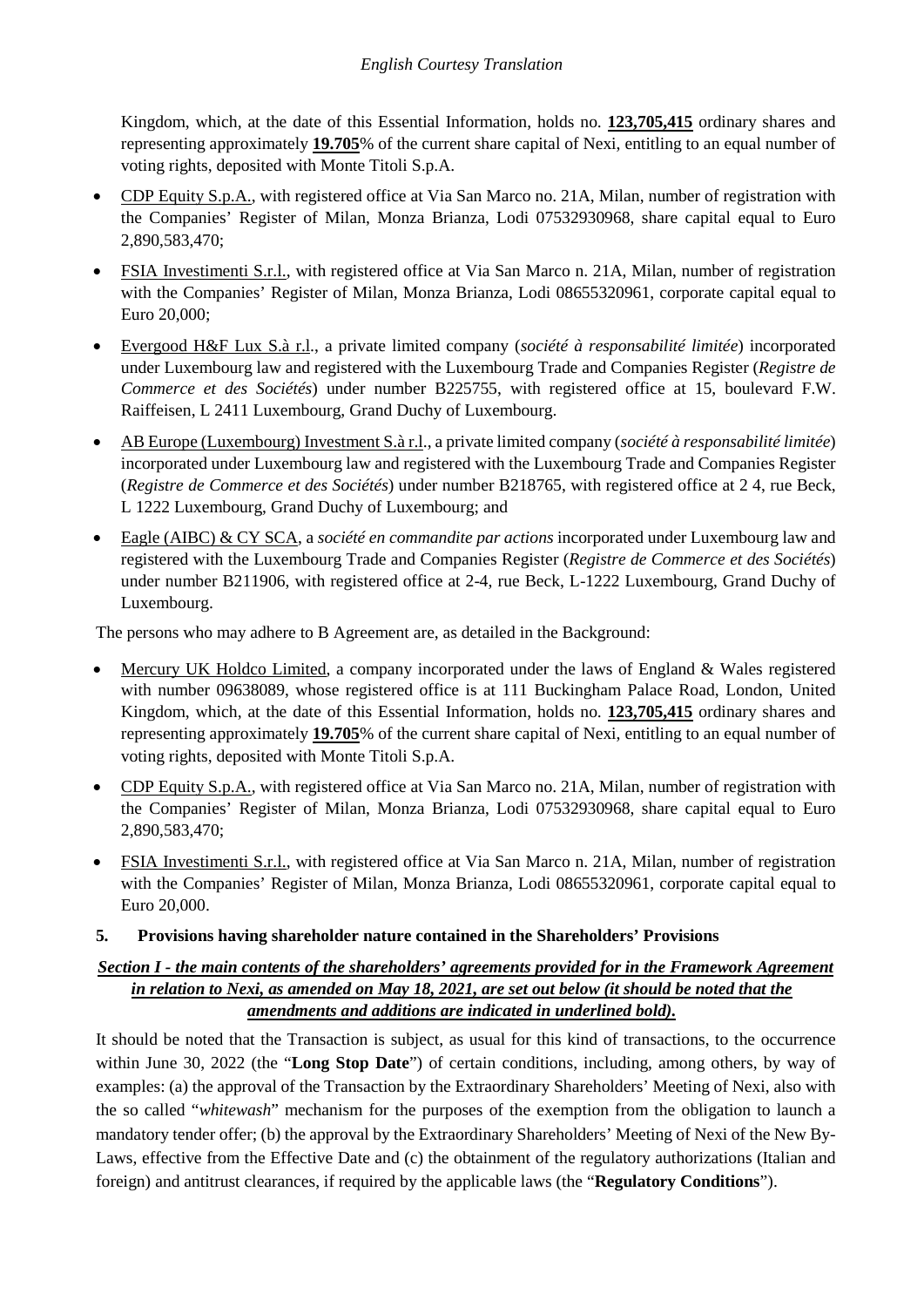Kingdom, which, at the date of this Essential Information, holds no. **123,705,415** ordinary shares and representing approximately **19.705**% of the current share capital of Nexi, entitling to an equal number of voting rights, deposited with Monte Titoli S.p.A.

- CDP Equity S.p.A., with registered office at Via San Marco no. 21A, Milan, number of registration with the Companies' Register of Milan, Monza Brianza, Lodi 07532930968, share capital equal to Euro 2,890,583,470;
- FSIA Investimenti S.r.l., with registered office at Via San Marco n. 21A, Milan, number of registration with the Companies' Register of Milan, Monza Brianza, Lodi 08655320961, corporate capital equal to Euro 20,000;
- Evergood H&F Lux S.à r.l., a private limited company (*société à responsabilité limitée*) incorporated under Luxembourg law and registered with the Luxembourg Trade and Companies Register (*Registre de Commerce et des Sociétés*) under number B225755, with registered office at 15, boulevard F.W. Raiffeisen, L 2411 Luxembourg, Grand Duchy of Luxembourg.
- AB Europe (Luxembourg) Investment S.à r.l., a private limited company (*société à responsabilité limitée*) incorporated under Luxembourg law and registered with the Luxembourg Trade and Companies Register (*Registre de Commerce et des Sociétés*) under number B218765, with registered office at 2 4, rue Beck, L 1222 Luxembourg, Grand Duchy of Luxembourg; and
- Eagle (AIBC) & CY SCA, a *société en commandite par actions* incorporated under Luxembourg law and registered with the Luxembourg Trade and Companies Register (*Registre de Commerce et des Sociétés*) under number B211906, with registered office at 2-4, rue Beck, L-1222 Luxembourg, Grand Duchy of Luxembourg.

The persons who may adhere to B Agreement are, as detailed in the Background:

- Mercury UK Holdco Limited, a company incorporated under the laws of England & Wales registered with number 09638089, whose registered office is at 111 Buckingham Palace Road, London, United Kingdom, which, at the date of this Essential Information, holds no. **123,705,415** ordinary shares and representing approximately **19.705**% of the current share capital of Nexi, entitling to an equal number of voting rights, deposited with Monte Titoli S.p.A.
- CDP Equity S.p.A., with registered office at Via San Marco no. 21A, Milan, number of registration with the Companies' Register of Milan, Monza Brianza, Lodi 07532930968, share capital equal to Euro 2,890,583,470;
- FSIA Investimenti S.r.l., with registered office at Via San Marco n. 21A, Milan, number of registration with the Companies' Register of Milan, Monza Brianza, Lodi 08655320961, corporate capital equal to Euro 20,000.

## 5. Provisions having shareholder nature contained in the Shareholders' Provisions

***Section I - the main contents of the shareholders' agreements provided for in the Framework Agreement in relation to Nexi, as amended on May 18, 2021, are set out below (it should be noted that the amendments and additions are indicated in underlined bold).***

It should be noted that the Transaction is subject, as usual for this kind of transactions, to the occurrence within June 30, 2022 (the "**Long Stop Date**") of certain conditions, including, among others, by way of examples: (a) the approval of the Transaction by the Extraordinary Shareholders' Meeting of Nexi, also with the so called "*whitewash*" mechanism for the purposes of the exemption from the obligation to launch a mandatory tender offer; (b) the approval by the Extraordinary Shareholders' Meeting of Nexi of the New By-Laws, effective from the Effective Date and (c) the obtainment of the regulatory authorizations (Italian and foreign) and antitrust clearances, if required by the applicable laws (the "**Regulatory Conditions**").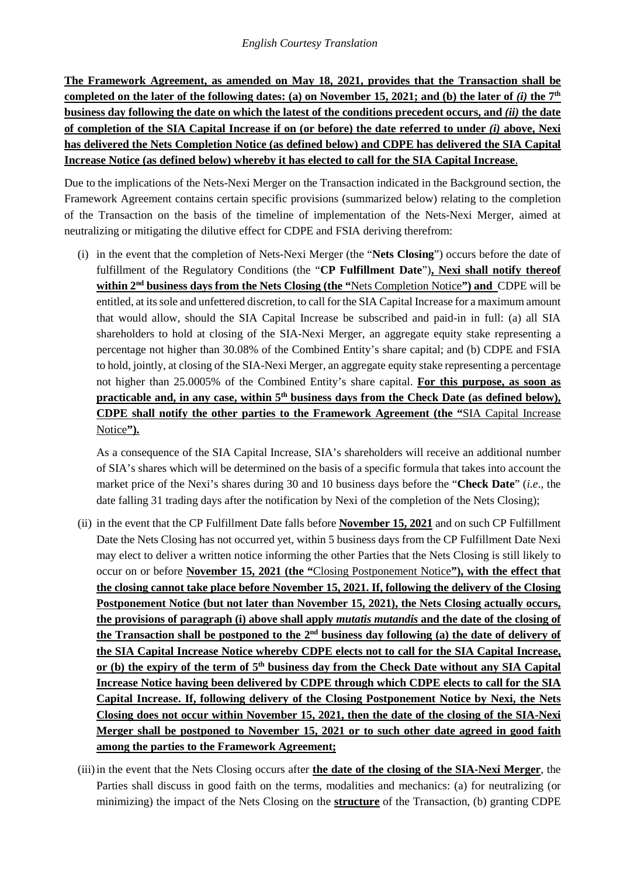*English Courtesy Translation*

**The Framework Agreement, as amended on May 18, 2021, provides that the Transaction shall be completed on the later of the following dates: (a) on November 15, 2021; and (b) the later of *(i)* the 7th business day following the date on which the latest of the conditions precedent occurs, and *(ii)* the date of completion of the SIA Capital Increase if on (or before) the date referred to under *(i)* above, Nexi has delivered the Nets Completion Notice (as defined below) and CDPE has delivered the SIA Capital Increase Notice (as defined below) whereby it has elected to call for the SIA Capital Increase**.

Due to the implications of the Nets-Nexi Merger on the Transaction indicated in the Background section, the Framework Agreement contains certain specific provisions (summarized below) relating to the completion of the Transaction on the basis of the timeline of implementation of the Nets-Nexi Merger, aimed at neutralizing or mitigating the dilutive effect for CDPE and FSIA deriving therefrom:

(i) in the event that the completion of Nets-Nexi Merger (the "**Nets Closing**") occurs before the date of fulfillment of the Regulatory Conditions (the "**CP Fulfillment Date**")**, Nexi shall notify thereof within 2nd business days from the Nets Closing (the "**Nets Completion Notice**") and** CDPE will be entitled, at its sole and unfettered discretion, to call for the SIA Capital Increase for a maximum amount that would allow, should the SIA Capital Increase be subscribed and paid-in in full: (a) all SIA shareholders to hold at closing of the SIA-Nexi Merger, an aggregate equity stake representing a percentage not higher than 30.08% of the Combined Entity's share capital; and (b) CDPE and FSIA to hold, jointly, at closing of the SIA-Nexi Merger, an aggregate equity stake representing a percentage not higher than 25.0005% of the Combined Entity's share capital. **For this purpose, as soon as practicable and, in any case, within 5th business days from the Check Date (as defined below), CDPE shall notify the other parties to the Framework Agreement (the "**SIA Capital Increase Notice**").**

As a consequence of the SIA Capital Increase, SIA's shareholders will receive an additional number of SIA's shares which will be determined on the basis of a specific formula that takes into account the market price of the Nexi's shares during 30 and 10 business days before the "**Check Date**" (*i.e*., the date falling 31 trading days after the notification by Nexi of the completion of the Nets Closing);

(ii) in the event that the CP Fulfillment Date falls before **November 15, 2021** and on such CP Fulfillment Date the Nets Closing has not occurred yet, within 5 business days from the CP Fulfillment Date Nexi may elect to deliver a written notice informing the other Parties that the Nets Closing is still likely to occur on or before **November 15, 2021 (the "**Closing Postponement Notice**"), with the effect that the closing cannot take place before November 15, 2021. If, following the delivery of the Closing Postponement Notice (but not later than November 15, 2021), the Nets Closing actually occurs, the provisions of paragraph (i) above shall apply *mutatis mutandis* and the date of the closing of the Transaction shall be postponed to the 2nd business day following (a) the date of delivery of the SIA Capital Increase Notice whereby CDPE elects not to call for the SIA Capital Increase, or (b) the expiry of the term of 5th business day from the Check Date without any SIA Capital Increase Notice having been delivered by CDPE through which CDPE elects to call for the SIA Capital Increase. If, following delivery of the Closing Postponement Notice by Nexi, the Nets Closing does not occur within November 15, 2021, then the date of the closing of the SIA-Nexi Merger shall be postponed to November 15, 2021 or to such other date agreed in good faith among the parties to the Framework Agreement;**

(iii) in the event that the Nets Closing occurs after **the date of the closing of the SIA-Nexi Merger**, the Parties shall discuss in good faith on the terms, modalities and mechanics: (a) for neutralizing (or minimizing) the impact of the Nets Closing on the **structure** of the Transaction, (b) granting CDPE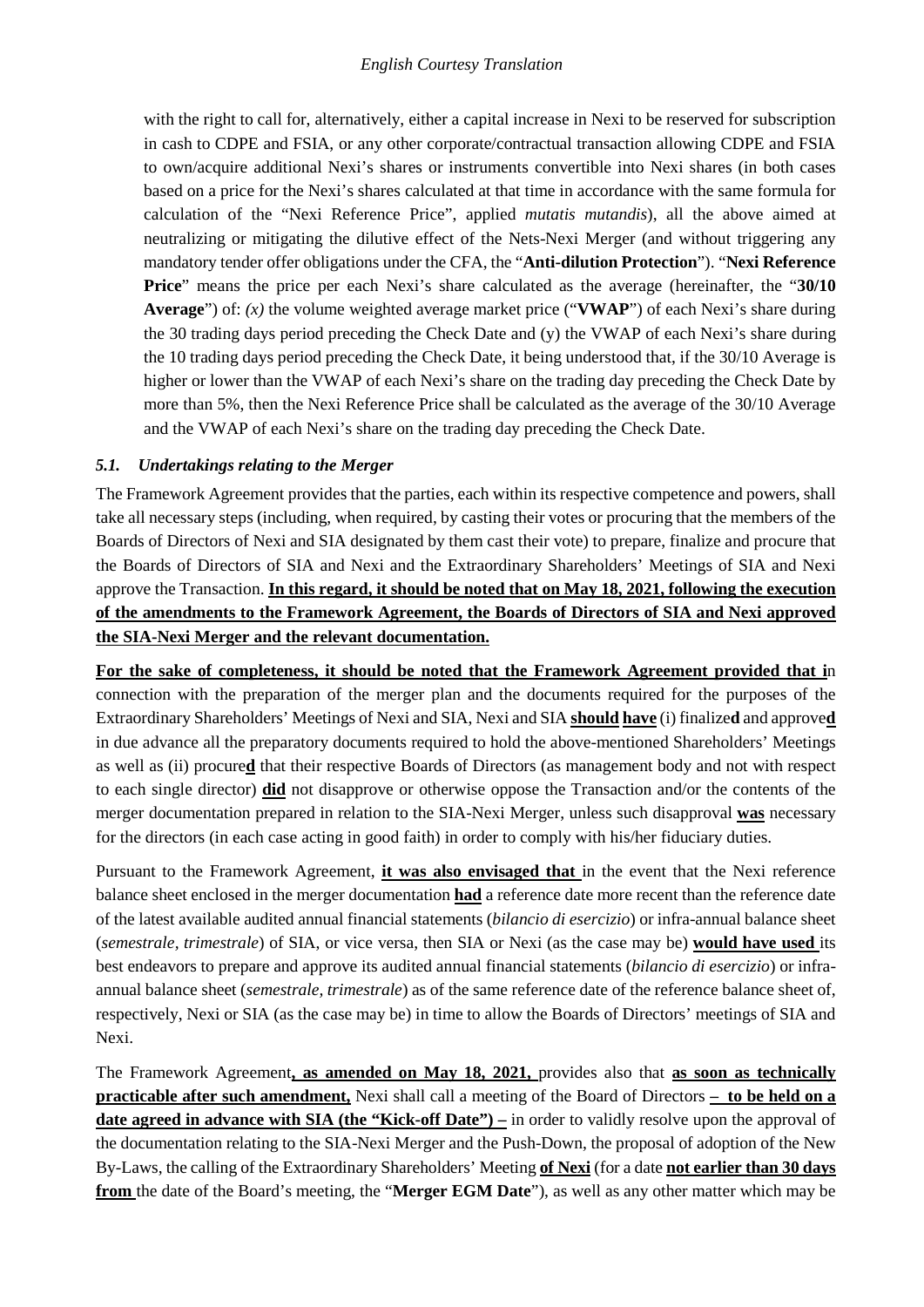with the right to call for, alternatively, either a capital increase in Nexi to be reserved for subscription in cash to CDPE and FSIA, or any other corporate/contractual transaction allowing CDPE and FSIA to own/acquire additional Nexi's shares or instruments convertible into Nexi shares (in both cases based on a price for the Nexi's shares calculated at that time in accordance with the same formula for calculation of the "Nexi Reference Price", applied *mutatis mutandis*), all the above aimed at neutralizing or mitigating the dilutive effect of the Nets-Nexi Merger (and without triggering any mandatory tender offer obligations under the CFA, the "**Anti-dilution Protection**"). "**Nexi Reference Price**" means the price per each Nexi's share calculated as the average (hereinafter, the "**30/10 Average**") of: *(x)* the volume weighted average market price ("**VWAP**") of each Nexi's share during the 30 trading days period preceding the Check Date and (y) the VWAP of each Nexi's share during the 10 trading days period preceding the Check Date, it being understood that, if the 30/10 Average is higher or lower than the VWAP of each Nexi's share on the trading day preceding the Check Date by more than 5%, then the Nexi Reference Price shall be calculated as the average of the 30/10 Average and the VWAP of each Nexi's share on the trading day preceding the Check Date.

### *5.1. Undertakings relating to the Merger*

The Framework Agreement provides that the parties, each within its respective competence and powers, shall take all necessary steps (including, when required, by casting their votes or procuring that the members of the Boards of Directors of Nexi and SIA designated by them cast their vote) to prepare, finalize and procure that the Boards of Directors of SIA and Nexi and the Extraordinary Shareholders' Meetings of SIA and Nexi approve the Transaction. **In this regard, it should be noted that on May 18, 2021, following the execution of the amendments to the Framework Agreement, the Boards of Directors of SIA and Nexi approved the SIA-Nexi Merger and the relevant documentation.**

**For the sake of completeness, it should be noted that the Framework Agreement provided that i**n connection with the preparation of the merger plan and the documents required for the purposes of the Extraordinary Shareholders' Meetings of Nexi and SIA, Nexi and SIA **should have** (i) finalize**d** and approve**d** in due advance all the preparatory documents required to hold the above-mentioned Shareholders' Meetings as well as (ii) procure**d** that their respective Boards of Directors (as management body and not with respect to each single director) **did** not disapprove or otherwise oppose the Transaction and/or the contents of the merger documentation prepared in relation to the SIA-Nexi Merger, unless such disapproval **was** necessary for the directors (in each case acting in good faith) in order to comply with his/her fiduciary duties.

Pursuant to the Framework Agreement, **it was also envisaged that** in the event that the Nexi reference balance sheet enclosed in the merger documentation **had** a reference date more recent than the reference date of the latest available audited annual financial statements (*bilancio di esercizio*) or infra-annual balance sheet (*semestrale, trimestrale*) of SIA, or vice versa, then SIA or Nexi (as the case may be) **would have used** its best endeavors to prepare and approve its audited annual financial statements (*bilancio di esercizio*) or infra-annual balance sheet (*semestrale, trimestrale*) as of the same reference date of the reference balance sheet of, respectively, Nexi or SIA (as the case may be) in time to allow the Boards of Directors' meetings of SIA and Nexi.

The Framework Agreement**, as amended on May 18, 2021,** provides also that **as soon as technically practicable after such amendment,** Nexi shall call a meeting of the Board of Directors **– to be held on a date agreed in advance with SIA (the "Kick-off Date") –** in order to validly resolve upon the approval of the documentation relating to the SIA-Nexi Merger and the Push-Down, the proposal of adoption of the New By-Laws, the calling of the Extraordinary Shareholders' Meeting **of Nexi** (for a date **not earlier than 30 days from** the date of the Board's meeting, the "**Merger EGM Date**"), as well as any other matter which may be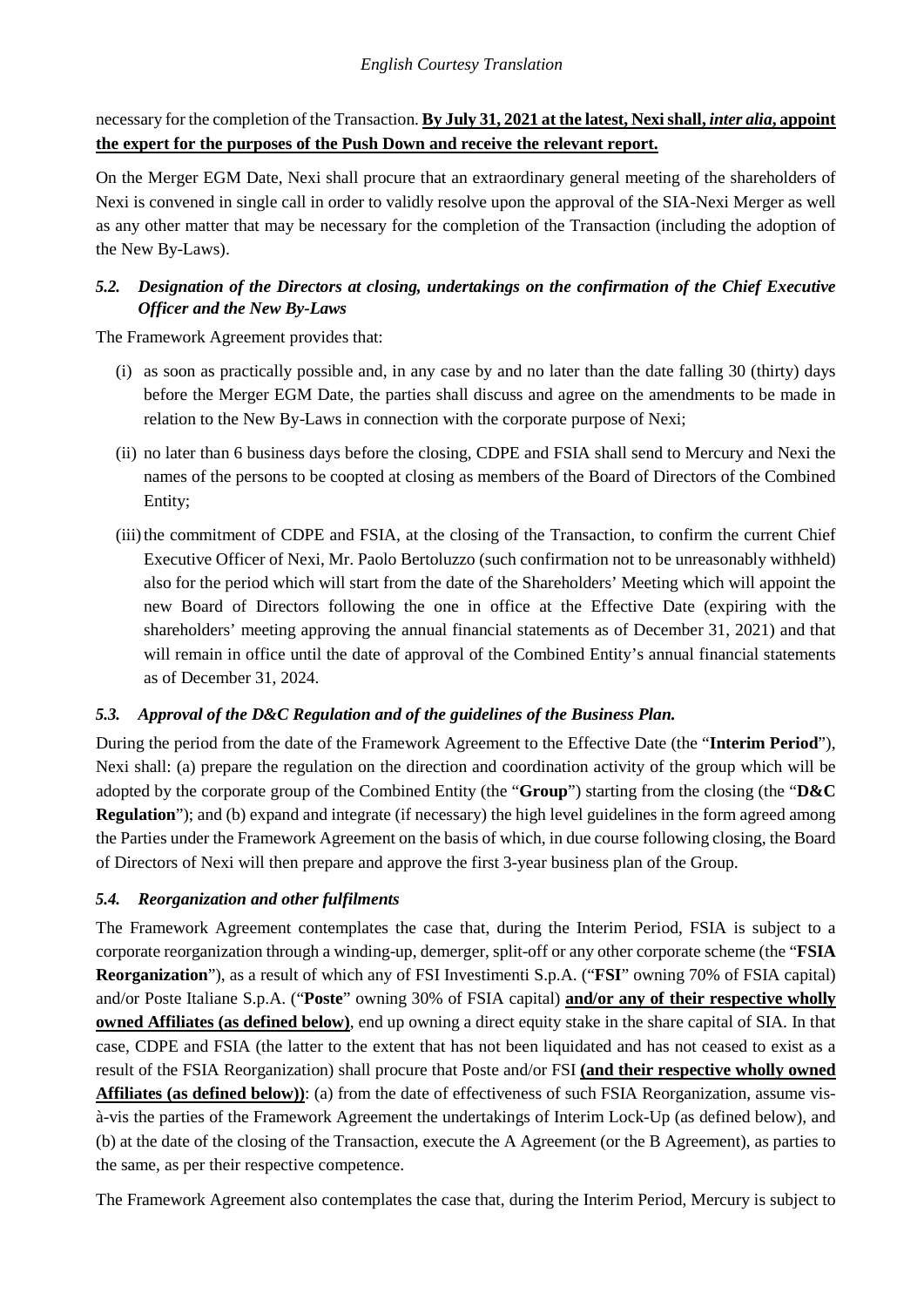necessary for the completion of the Transaction. **By July 31, 2021 at the latest, Nexi shall, *inter alia*, appoint the expert for the purposes of the Push Down and receive the relevant report.**

On the Merger EGM Date, Nexi shall procure that an extraordinary general meeting of the shareholders of Nexi is convened in single call in order to validly resolve upon the approval of the SIA-Nexi Merger as well as any other matter that may be necessary for the completion of the Transaction (including the adoption of the New By-Laws).

### *5.2. Designation of the Directors at closing, undertakings on the confirmation of the Chief Executive Officer and the New By-Laws*

The Framework Agreement provides that:

(i) as soon as practically possible and, in any case by and no later than the date falling 30 (thirty) days before the Merger EGM Date, the parties shall discuss and agree on the amendments to be made in relation to the New By-Laws in connection with the corporate purpose of Nexi;

(ii) no later than 6 business days before the closing, CDPE and FSIA shall send to Mercury and Nexi the names of the persons to be coopted at closing as members of the Board of Directors of the Combined Entity;

(iii) the commitment of CDPE and FSIA, at the closing of the Transaction, to confirm the current Chief Executive Officer of Nexi, Mr. Paolo Bertoluzzo (such confirmation not to be unreasonably withheld) also for the period which will start from the date of the Shareholders' Meeting which will appoint the new Board of Directors following the one in office at the Effective Date (expiring with the shareholders' meeting approving the annual financial statements as of December 31, 2021) and that will remain in office until the date of approval of the Combined Entity's annual financial statements as of December 31, 2024.

### *5.3. Approval of the D&C Regulation and of the guidelines of the Business Plan.*

During the period from the date of the Framework Agreement to the Effective Date (the "**Interim Period**"), Nexi shall: (a) prepare the regulation on the direction and coordination activity of the group which will be adopted by the corporate group of the Combined Entity (the "**Group**") starting from the closing (the "**D&C Regulation**"); and (b) expand and integrate (if necessary) the high level guidelines in the form agreed among the Parties under the Framework Agreement on the basis of which, in due course following closing, the Board of Directors of Nexi will then prepare and approve the first 3-year business plan of the Group.

### *5.4. Reorganization and other fulfilments*

The Framework Agreement contemplates the case that, during the Interim Period, FSIA is subject to a corporate reorganization through a winding-up, demerger, split-off or any other corporate scheme (the "**FSIA Reorganization**"), as a result of which any of FSI Investimenti S.p.A. ("**FSI**" owning 70% of FSIA capital) and/or Poste Italiane S.p.A. ("**Poste**" owning 30% of FSIA capital) **and/or any of their respective wholly owned Affiliates (as defined below)**, end up owning a direct equity stake in the share capital of SIA. In that case, CDPE and FSIA (the latter to the extent that has not been liquidated and has not ceased to exist as a result of the FSIA Reorganization) shall procure that Poste and/or FSI **(and their respective wholly owned Affiliates (as defined below))**: (a) from the date of effectiveness of such FSIA Reorganization, assume vis-à-vis the parties of the Framework Agreement the undertakings of Interim Lock-Up (as defined below), and (b) at the date of the closing of the Transaction, execute the A Agreement (or the B Agreement), as parties to the same, as per their respective competence.

The Framework Agreement also contemplates the case that, during the Interim Period, Mercury is subject to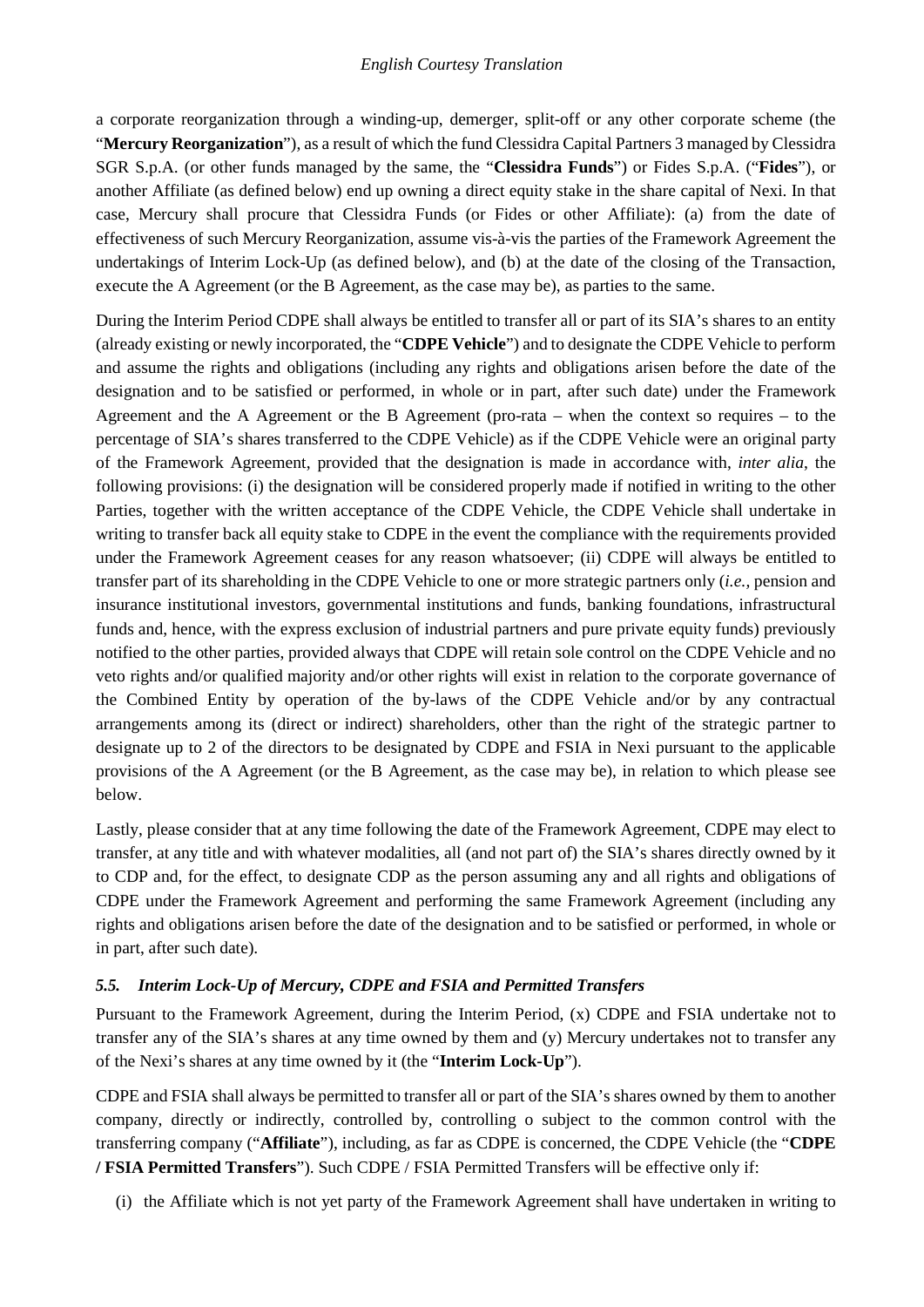a corporate reorganization through a winding-up, demerger, split-off or any other corporate scheme (the "**Mercury Reorganization**"), as a result of which the fund Clessidra Capital Partners 3 managed by Clessidra SGR S.p.A. (or other funds managed by the same, the "**Clessidra Funds**") or Fides S.p.A. ("**Fides**"), or another Affiliate (as defined below) end up owning a direct equity stake in the share capital of Nexi. In that case, Mercury shall procure that Clessidra Funds (or Fides or other Affiliate): (a) from the date of effectiveness of such Mercury Reorganization, assume vis-à-vis the parties of the Framework Agreement the undertakings of Interim Lock-Up (as defined below), and (b) at the date of the closing of the Transaction, execute the A Agreement (or the B Agreement, as the case may be), as parties to the same.

During the Interim Period CDPE shall always be entitled to transfer all or part of its SIA's shares to an entity (already existing or newly incorporated, the "**CDPE Vehicle**") and to designate the CDPE Vehicle to perform and assume the rights and obligations (including any rights and obligations arisen before the date of the designation and to be satisfied or performed, in whole or in part, after such date) under the Framework Agreement and the A Agreement or the B Agreement (pro-rata – when the context so requires – to the percentage of SIA's shares transferred to the CDPE Vehicle) as if the CDPE Vehicle were an original party of the Framework Agreement, provided that the designation is made in accordance with, *inter alia*, the following provisions: (i) the designation will be considered properly made if notified in writing to the other Parties, together with the written acceptance of the CDPE Vehicle, the CDPE Vehicle shall undertake in writing to transfer back all equity stake to CDPE in the event the compliance with the requirements provided under the Framework Agreement ceases for any reason whatsoever; (ii) CDPE will always be entitled to transfer part of its shareholding in the CDPE Vehicle to one or more strategic partners only (*i.e.,* pension and insurance institutional investors, governmental institutions and funds, banking foundations, infrastructural funds and, hence, with the express exclusion of industrial partners and pure private equity funds) previously notified to the other parties, provided always that CDPE will retain sole control on the CDPE Vehicle and no veto rights and/or qualified majority and/or other rights will exist in relation to the corporate governance of the Combined Entity by operation of the by-laws of the CDPE Vehicle and/or by any contractual arrangements among its (direct or indirect) shareholders, other than the right of the strategic partner to designate up to 2 of the directors to be designated by CDPE and FSIA in Nexi pursuant to the applicable provisions of the A Agreement (or the B Agreement, as the case may be), in relation to which please see below.

Lastly, please consider that at any time following the date of the Framework Agreement, CDPE may elect to transfer, at any title and with whatever modalities, all (and not part of) the SIA's shares directly owned by it to CDP and, for the effect, to designate CDP as the person assuming any and all rights and obligations of CDPE under the Framework Agreement and performing the same Framework Agreement (including any rights and obligations arisen before the date of the designation and to be satisfied or performed, in whole or in part, after such date).

### *5.5. Interim Lock-Up of Mercury, CDPE and FSIA and Permitted Transfers*

Pursuant to the Framework Agreement, during the Interim Period, (x) CDPE and FSIA undertake not to transfer any of the SIA's shares at any time owned by them and (y) Mercury undertakes not to transfer any of the Nexi's shares at any time owned by it (the "**Interim Lock-Up**").

CDPE and FSIA shall always be permitted to transfer all or part of the SIA's shares owned by them to another company, directly or indirectly, controlled by, controlling o subject to the common control with the transferring company ("**Affiliate**"), including, as far as CDPE is concerned, the CDPE Vehicle (the "**CDPE / FSIA Permitted Transfers**"). Such CDPE / FSIA Permitted Transfers will be effective only if:

(i) the Affiliate which is not yet party of the Framework Agreement shall have undertaken in writing to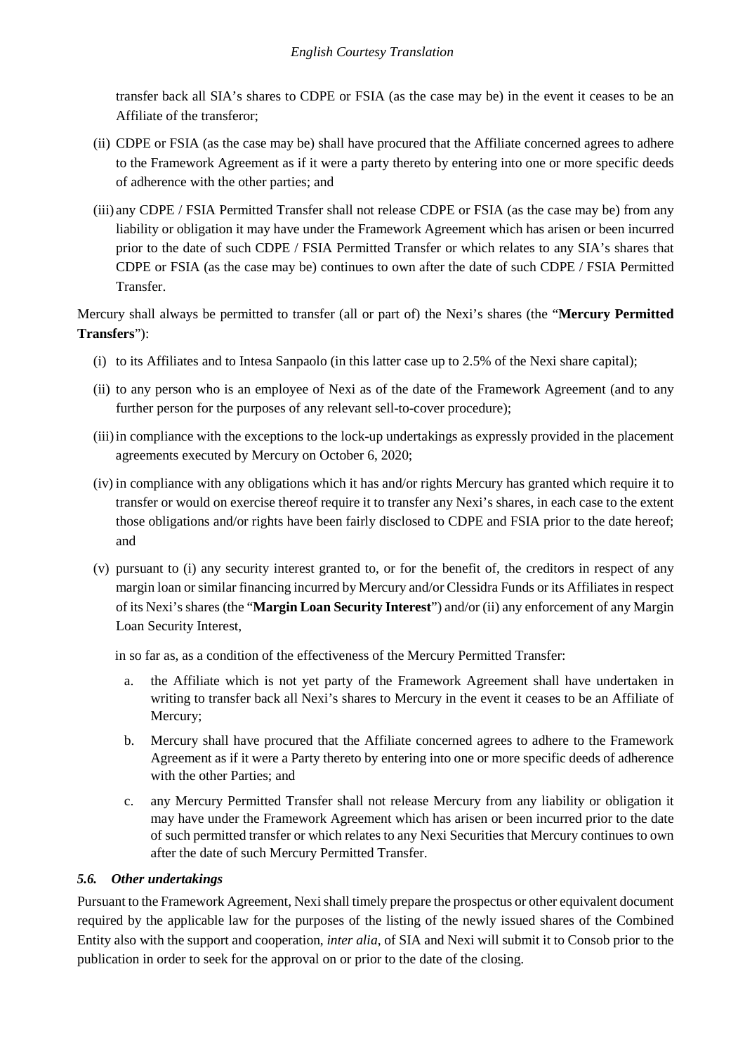transfer back all SIA's shares to CDPE or FSIA (as the case may be) in the event it ceases to be an Affiliate of the transferor;

(ii) CDPE or FSIA (as the case may be) shall have procured that the Affiliate concerned agrees to adhere to the Framework Agreement as if it were a party thereto by entering into one or more specific deeds of adherence with the other parties; and

(iii) any CDPE / FSIA Permitted Transfer shall not release CDPE or FSIA (as the case may be) from any liability or obligation it may have under the Framework Agreement which has arisen or been incurred prior to the date of such CDPE / FSIA Permitted Transfer or which relates to any SIA's shares that CDPE or FSIA (as the case may be) continues to own after the date of such CDPE / FSIA Permitted Transfer.

Mercury shall always be permitted to transfer (all or part of) the Nexi's shares (the "**Mercury Permitted Transfers**"):

(i) to its Affiliates and to Intesa Sanpaolo (in this latter case up to 2.5% of the Nexi share capital);

(ii) to any person who is an employee of Nexi as of the date of the Framework Agreement (and to any further person for the purposes of any relevant sell-to-cover procedure);

(iii) in compliance with the exceptions to the lock-up undertakings as expressly provided in the placement agreements executed by Mercury on October 6, 2020;

(iv) in compliance with any obligations which it has and/or rights Mercury has granted which require it to transfer or would on exercise thereof require it to transfer any Nexi's shares, in each case to the extent those obligations and/or rights have been fairly disclosed to CDPE and FSIA prior to the date hereof; and

(v) pursuant to (i) any security interest granted to, or for the benefit of, the creditors in respect of any margin loan or similar financing incurred by Mercury and/or Clessidra Funds or its Affiliates in respect of its Nexi's shares (the "**Margin Loan Security Interest**") and/or (ii) any enforcement of any Margin Loan Security Interest,

in so far as, as a condition of the effectiveness of the Mercury Permitted Transfer:

a. the Affiliate which is not yet party of the Framework Agreement shall have undertaken in writing to transfer back all Nexi's shares to Mercury in the event it ceases to be an Affiliate of Mercury;

b. Mercury shall have procured that the Affiliate concerned agrees to adhere to the Framework Agreement as if it were a Party thereto by entering into one or more specific deeds of adherence with the other Parties; and

c. any Mercury Permitted Transfer shall not release Mercury from any liability or obligation it may have under the Framework Agreement which has arisen or been incurred prior to the date of such permitted transfer or which relates to any Nexi Securities that Mercury continues to own after the date of such Mercury Permitted Transfer.

### *5.6. Other undertakings*

Pursuant to the Framework Agreement, Nexi shall timely prepare the prospectus or other equivalent document required by the applicable law for the purposes of the listing of the newly issued shares of the Combined Entity also with the support and cooperation, *inter alia*, of SIA and Nexi will submit it to Consob prior to the publication in order to seek for the approval on or prior to the date of the closing.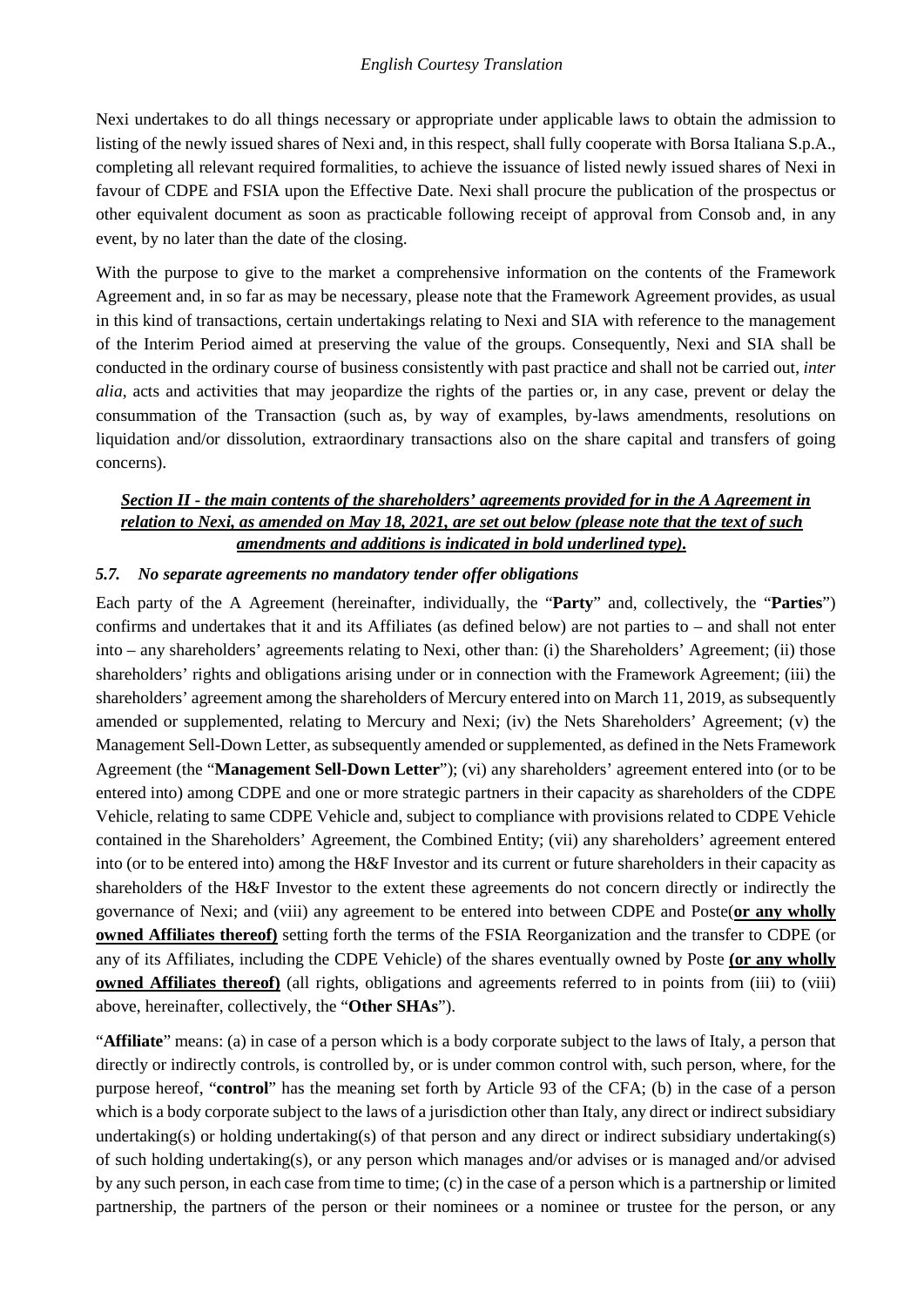Nexi undertakes to do all things necessary or appropriate under applicable laws to obtain the admission to listing of the newly issued shares of Nexi and, in this respect, shall fully cooperate with Borsa Italiana S.p.A., completing all relevant required formalities, to achieve the issuance of listed newly issued shares of Nexi in favour of CDPE and FSIA upon the Effective Date. Nexi shall procure the publication of the prospectus or other equivalent document as soon as practicable following receipt of approval from Consob and, in any event, by no later than the date of the closing.

With the purpose to give to the market a comprehensive information on the contents of the Framework Agreement and, in so far as may be necessary, please note that the Framework Agreement provides, as usual in this kind of transactions, certain undertakings relating to Nexi and SIA with reference to the management of the Interim Period aimed at preserving the value of the groups. Consequently, Nexi and SIA shall be conducted in the ordinary course of business consistently with past practice and shall not be carried out, *inter alia*, acts and activities that may jeopardize the rights of the parties or, in any case, prevent or delay the consummation of the Transaction (such as, by way of examples, by-laws amendments, resolutions on liquidation and/or dissolution, extraordinary transactions also on the share capital and transfers of going concerns).

***Section II - the main contents of the shareholders' agreements provided for in the A Agreement in relation to Nexi, as amended on May 18, 2021, are set out below (please note that the text of such amendments and additions is indicated in bold underlined type).***

### *5.7. No separate agreements no mandatory tender offer obligations*

Each party of the A Agreement (hereinafter, individually, the "**Party**" and, collectively, the "**Parties**") confirms and undertakes that it and its Affiliates (as defined below) are not parties to – and shall not enter into – any shareholders' agreements relating to Nexi, other than: (i) the Shareholders' Agreement; (ii) those shareholders' rights and obligations arising under or in connection with the Framework Agreement; (iii) the shareholders' agreement among the shareholders of Mercury entered into on March 11, 2019, as subsequently amended or supplemented, relating to Mercury and Nexi; (iv) the Nets Shareholders' Agreement; (v) the Management Sell-Down Letter, as subsequently amended or supplemented, as defined in the Nets Framework Agreement (the "**Management Sell-Down Letter**"); (vi) any shareholders' agreement entered into (or to be entered into) among CDPE and one or more strategic partners in their capacity as shareholders of the CDPE Vehicle, relating to same CDPE Vehicle and, subject to compliance with provisions related to CDPE Vehicle contained in the Shareholders' Agreement, the Combined Entity; (vii) any shareholders' agreement entered into (or to be entered into) among the H&F Investor and its current or future shareholders in their capacity as shareholders of the H&F Investor to the extent these agreements do not concern directly or indirectly the governance of Nexi; and (viii) any agreement to be entered into between CDPE and Poste(**<u>or any wholly owned Affiliates thereof)</u>** setting forth the terms of the FSIA Reorganization and the transfer to CDPE (or any of its Affiliates, including the CDPE Vehicle) of the shares eventually owned by Poste **<u>(or any wholly owned Affiliates thereof)</u>** (all rights, obligations and agreements referred to in points from (iii) to (viii) above, hereinafter, collectively, the "**Other SHAs**").

"**Affiliate**" means: (a) in case of a person which is a body corporate subject to the laws of Italy, a person that directly or indirectly controls, is controlled by, or is under common control with, such person, where, for the purpose hereof, "**control**" has the meaning set forth by Article 93 of the CFA; (b) in the case of a person which is a body corporate subject to the laws of a jurisdiction other than Italy, any direct or indirect subsidiary undertaking(s) or holding undertaking(s) of that person and any direct or indirect subsidiary undertaking(s) of such holding undertaking(s), or any person which manages and/or advises or is managed and/or advised by any such person, in each case from time to time; (c) in the case of a person which is a partnership or limited partnership, the partners of the person or their nominees or a nominee or trustee for the person, or any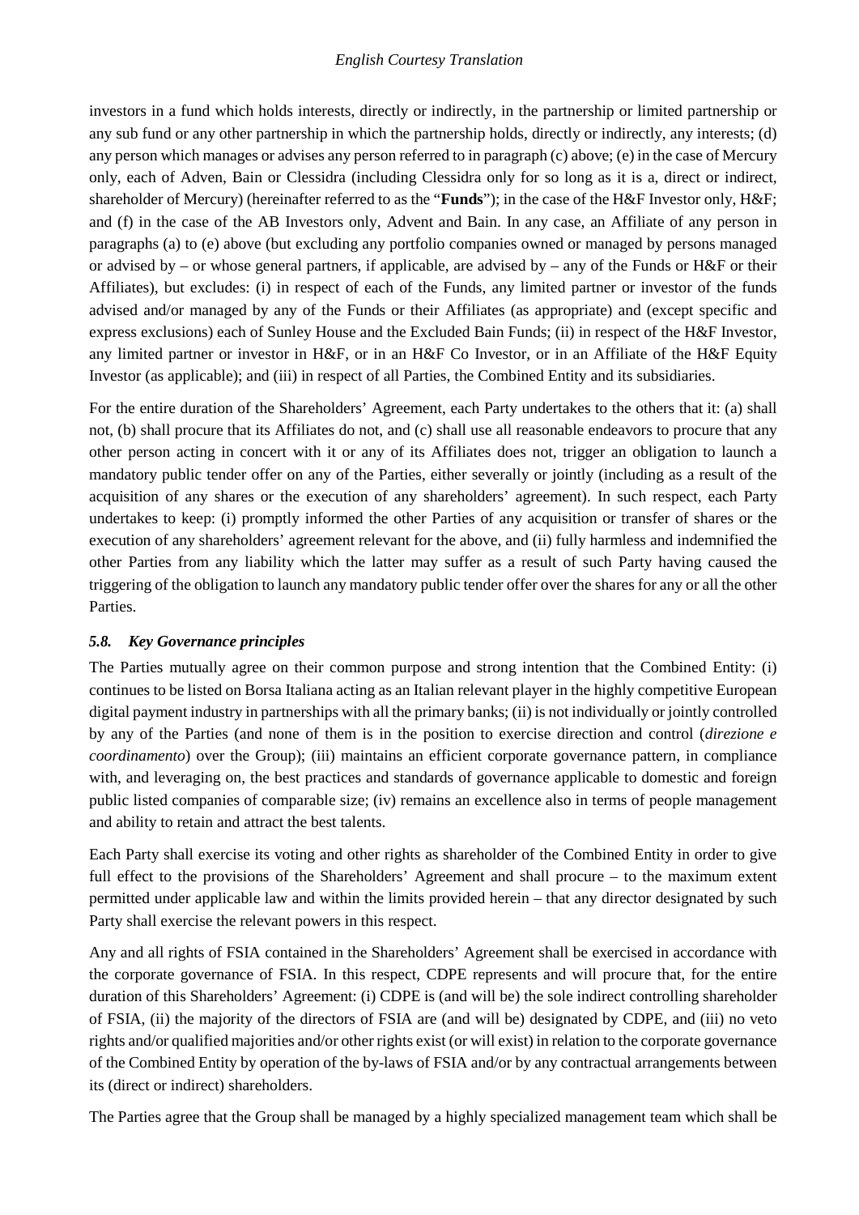investors in a fund which holds interests, directly or indirectly, in the partnership or limited partnership or any sub fund or any other partnership in which the partnership holds, directly or indirectly, any interests; (d) any person which manages or advises any person referred to in paragraph (c) above; (e) in the case of Mercury only, each of Adven, Bain or Clessidra (including Clessidra only for so long as it is a, direct or indirect, shareholder of Mercury) (hereinafter referred to as the "**Funds**"); in the case of the H&F Investor only, H&F; and (f) in the case of the AB Investors only, Advent and Bain. In any case, an Affiliate of any person in paragraphs (a) to (e) above (but excluding any portfolio companies owned or managed by persons managed or advised by – or whose general partners, if applicable, are advised by – any of the Funds or H&F or their Affiliates), but excludes: (i) in respect of each of the Funds, any limited partner or investor of the funds advised and/or managed by any of the Funds or their Affiliates (as appropriate) and (except specific and express exclusions) each of Sunley House and the Excluded Bain Funds; (ii) in respect of the H&F Investor, any limited partner or investor in H&F, or in an H&F Co Investor, or in an Affiliate of the H&F Equity Investor (as applicable); and (iii) in respect of all Parties, the Combined Entity and its subsidiaries.

For the entire duration of the Shareholders' Agreement, each Party undertakes to the others that it: (a) shall not, (b) shall procure that its Affiliates do not, and (c) shall use all reasonable endeavors to procure that any other person acting in concert with it or any of its Affiliates does not, trigger an obligation to launch a mandatory public tender offer on any of the Parties, either severally or jointly (including as a result of the acquisition of any shares or the execution of any shareholders' agreement). In such respect, each Party undertakes to keep: (i) promptly informed the other Parties of any acquisition or transfer of shares or the execution of any shareholders' agreement relevant for the above, and (ii) fully harmless and indemnified the other Parties from any liability which the latter may suffer as a result of such Party having caused the triggering of the obligation to launch any mandatory public tender offer over the shares for any or all the other Parties.

### *5.8. Key Governance principles*

The Parties mutually agree on their common purpose and strong intention that the Combined Entity: (i) continues to be listed on Borsa Italiana acting as an Italian relevant player in the highly competitive European digital payment industry in partnerships with all the primary banks; (ii) is not individually or jointly controlled by any of the Parties (and none of them is in the position to exercise direction and control (*direzione e coordinamento*) over the Group); (iii) maintains an efficient corporate governance pattern, in compliance with, and leveraging on, the best practices and standards of governance applicable to domestic and foreign public listed companies of comparable size; (iv) remains an excellence also in terms of people management and ability to retain and attract the best talents.

Each Party shall exercise its voting and other rights as shareholder of the Combined Entity in order to give full effect to the provisions of the Shareholders' Agreement and shall procure – to the maximum extent permitted under applicable law and within the limits provided herein – that any director designated by such Party shall exercise the relevant powers in this respect.

Any and all rights of FSIA contained in the Shareholders' Agreement shall be exercised in accordance with the corporate governance of FSIA. In this respect, CDPE represents and will procure that, for the entire duration of this Shareholders' Agreement: (i) CDPE is (and will be) the sole indirect controlling shareholder of FSIA, (ii) the majority of the directors of FSIA are (and will be) designated by CDPE, and (iii) no veto rights and/or qualified majorities and/or other rights exist (or will exist) in relation to the corporate governance of the Combined Entity by operation of the by-laws of FSIA and/or by any contractual arrangements between its (direct or indirect) shareholders.

The Parties agree that the Group shall be managed by a highly specialized management team which shall be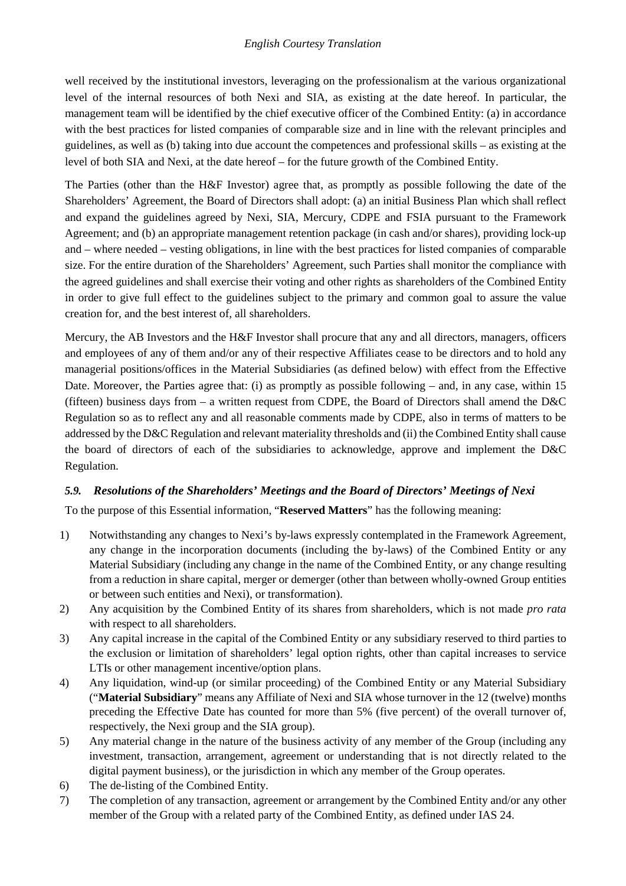well received by the institutional investors, leveraging on the professionalism at the various organizational level of the internal resources of both Nexi and SIA, as existing at the date hereof. In particular, the management team will be identified by the chief executive officer of the Combined Entity: (a) in accordance with the best practices for listed companies of comparable size and in line with the relevant principles and guidelines, as well as (b) taking into due account the competences and professional skills – as existing at the level of both SIA and Nexi, at the date hereof – for the future growth of the Combined Entity.

The Parties (other than the H&F Investor) agree that, as promptly as possible following the date of the Shareholders' Agreement, the Board of Directors shall adopt: (a) an initial Business Plan which shall reflect and expand the guidelines agreed by Nexi, SIA, Mercury, CDPE and FSIA pursuant to the Framework Agreement; and (b) an appropriate management retention package (in cash and/or shares), providing lock-up and – where needed – vesting obligations, in line with the best practices for listed companies of comparable size. For the entire duration of the Shareholders' Agreement, such Parties shall monitor the compliance with the agreed guidelines and shall exercise their voting and other rights as shareholders of the Combined Entity in order to give full effect to the guidelines subject to the primary and common goal to assure the value creation for, and the best interest of, all shareholders.

Mercury, the AB Investors and the H&F Investor shall procure that any and all directors, managers, officers and employees of any of them and/or any of their respective Affiliates cease to be directors and to hold any managerial positions/offices in the Material Subsidiaries (as defined below) with effect from the Effective Date. Moreover, the Parties agree that: (i) as promptly as possible following – and, in any case, within 15 (fifteen) business days from – a written request from CDPE, the Board of Directors shall amend the D&C Regulation so as to reflect any and all reasonable comments made by CDPE, also in terms of matters to be addressed by the D&C Regulation and relevant materiality thresholds and (ii) the Combined Entity shall cause the board of directors of each of the subsidiaries to acknowledge, approve and implement the D&C Regulation.

### *5.9. Resolutions of the Shareholders' Meetings and the Board of Directors' Meetings of Nexi*

To the purpose of this Essential information, "**Reserved Matters**" has the following meaning:

1) Notwithstanding any changes to Nexi's by-laws expressly contemplated in the Framework Agreement, any change in the incorporation documents (including the by-laws) of the Combined Entity or any Material Subsidiary (including any change in the name of the Combined Entity, or any change resulting from a reduction in share capital, merger or demerger (other than between wholly-owned Group entities or between such entities and Nexi), or transformation).
2) Any acquisition by the Combined Entity of its shares from shareholders, which is not made *pro rata* with respect to all shareholders.
3) Any capital increase in the capital of the Combined Entity or any subsidiary reserved to third parties to the exclusion or limitation of shareholders' legal option rights, other than capital increases to service LTIs or other management incentive/option plans.
4) Any liquidation, wind-up (or similar proceeding) of the Combined Entity or any Material Subsidiary ("**Material Subsidiary**" means any Affiliate of Nexi and SIA whose turnover in the 12 (twelve) months preceding the Effective Date has counted for more than 5% (five percent) of the overall turnover of, respectively, the Nexi group and the SIA group).
5) Any material change in the nature of the business activity of any member of the Group (including any investment, transaction, arrangement, agreement or understanding that is not directly related to the digital payment business), or the jurisdiction in which any member of the Group operates.
6) The de-listing of the Combined Entity.
7) The completion of any transaction, agreement or arrangement by the Combined Entity and/or any other member of the Group with a related party of the Combined Entity, as defined under IAS 24.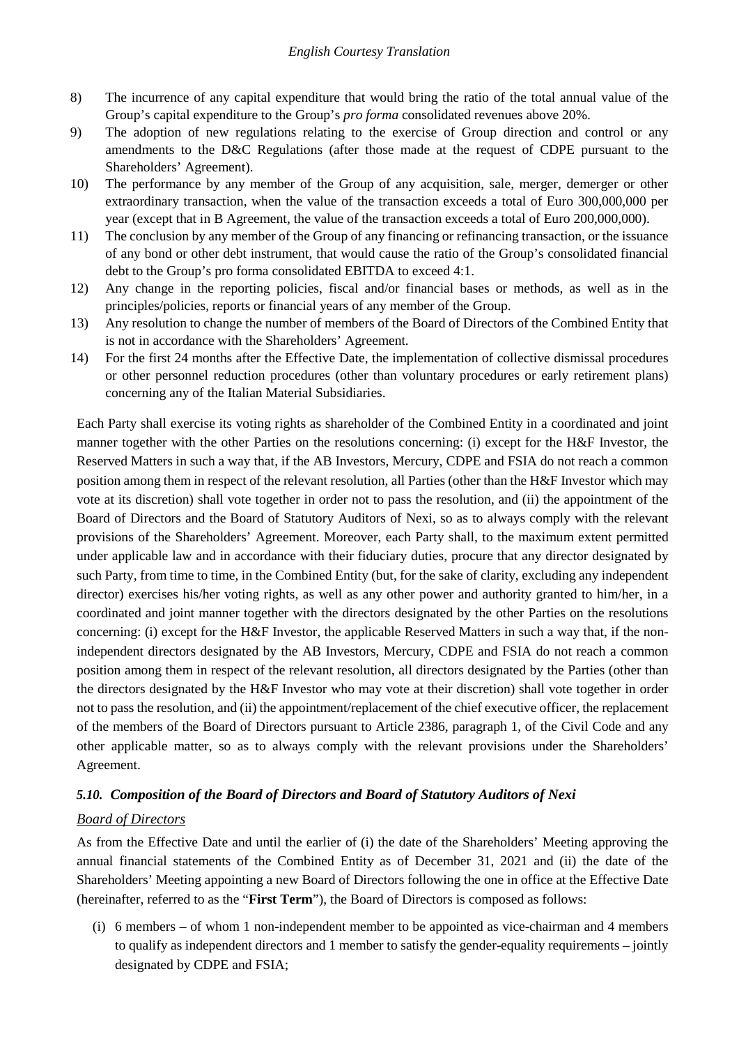8) The incurrence of any capital expenditure that would bring the ratio of the total annual value of the Group's capital expenditure to the Group's *pro forma* consolidated revenues above 20%.
9) The adoption of new regulations relating to the exercise of Group direction and control or any amendments to the D&C Regulations (after those made at the request of CDPE pursuant to the Shareholders' Agreement).
10) The performance by any member of the Group of any acquisition, sale, merger, demerger or other extraordinary transaction, when the value of the transaction exceeds a total of Euro 300,000,000 per year (except that in B Agreement, the value of the transaction exceeds a total of Euro 200,000,000).
11) The conclusion by any member of the Group of any financing or refinancing transaction, or the issuance of any bond or other debt instrument, that would cause the ratio of the Group's consolidated financial debt to the Group's pro forma consolidated EBITDA to exceed 4:1.
12) Any change in the reporting policies, fiscal and/or financial bases or methods, as well as in the principles/policies, reports or financial years of any member of the Group.
13) Any resolution to change the number of members of the Board of Directors of the Combined Entity that is not in accordance with the Shareholders' Agreement.
14) For the first 24 months after the Effective Date, the implementation of collective dismissal procedures or other personnel reduction procedures (other than voluntary procedures or early retirement plans) concerning any of the Italian Material Subsidiaries.

Each Party shall exercise its voting rights as shareholder of the Combined Entity in a coordinated and joint manner together with the other Parties on the resolutions concerning: (i) except for the H&F Investor, the Reserved Matters in such a way that, if the AB Investors, Mercury, CDPE and FSIA do not reach a common position among them in respect of the relevant resolution, all Parties (other than the H&F Investor which may vote at its discretion) shall vote together in order not to pass the resolution, and (ii) the appointment of the Board of Directors and the Board of Statutory Auditors of Nexi, so as to always comply with the relevant provisions of the Shareholders' Agreement. Moreover, each Party shall, to the maximum extent permitted under applicable law and in accordance with their fiduciary duties, procure that any director designated by such Party, from time to time, in the Combined Entity (but, for the sake of clarity, excluding any independent director) exercises his/her voting rights, as well as any other power and authority granted to him/her, in a coordinated and joint manner together with the directors designated by the other Parties on the resolutions concerning: (i) except for the H&F Investor, the applicable Reserved Matters in such a way that, if the non-independent directors designated by the AB Investors, Mercury, CDPE and FSIA do not reach a common position among them in respect of the relevant resolution, all directors designated by the Parties (other than the directors designated by the H&F Investor who may vote at their discretion) shall vote together in order not to pass the resolution, and (ii) the appointment/replacement of the chief executive officer, the replacement of the members of the Board of Directors pursuant to Article 2386, paragraph 1, of the Civil Code and any other applicable matter, so as to always comply with the relevant provisions under the Shareholders' Agreement.

### *5.10. Composition of the Board of Directors and Board of Statutory Auditors of Nexi*

*Board of Directors*

As from the Effective Date and until the earlier of (i) the date of the Shareholders' Meeting approving the annual financial statements of the Combined Entity as of December 31, 2021 and (ii) the date of the Shareholders' Meeting appointing a new Board of Directors following the one in office at the Effective Date (hereinafter, referred to as the "**First Term**"), the Board of Directors is composed as follows:

(i) 6 members – of whom 1 non-independent member to be appointed as vice-chairman and 4 members to qualify as independent directors and 1 member to satisfy the gender-equality requirements – jointly designated by CDPE and FSIA;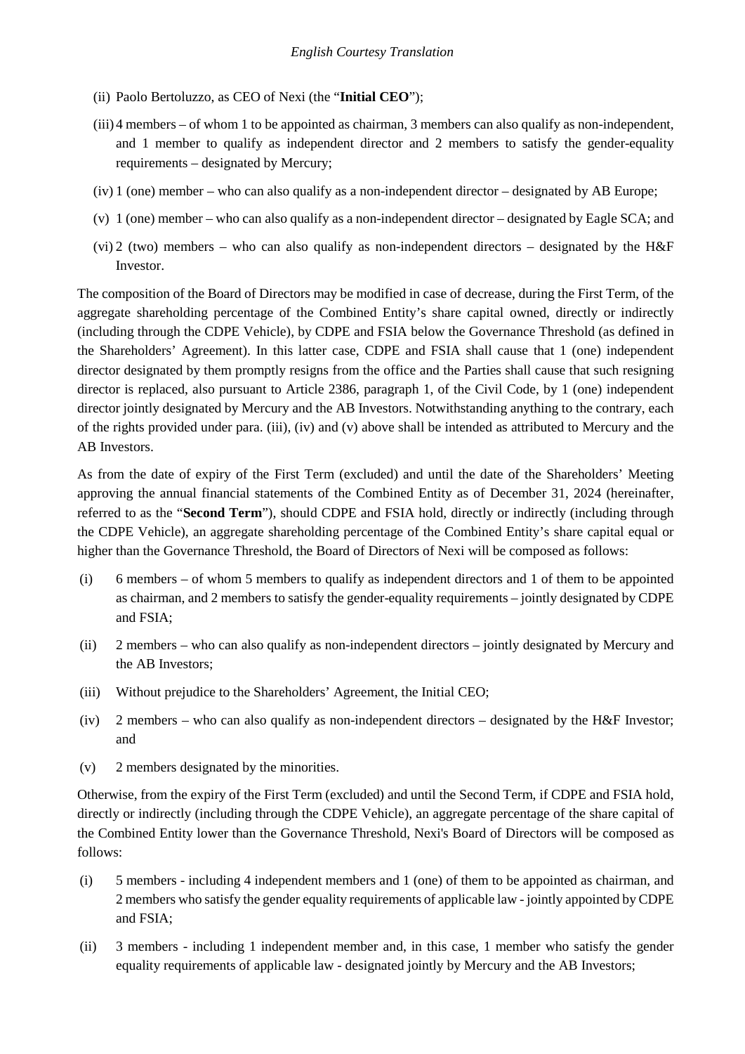(ii) Paolo Bertoluzzo, as CEO of Nexi (the "**Initial CEO**");

(iii) 4 members – of whom 1 to be appointed as chairman, 3 members can also qualify as non-independent, and 1 member to qualify as independent director and 2 members to satisfy the gender-equality requirements – designated by Mercury;

(iv) 1 (one) member – who can also qualify as a non-independent director – designated by AB Europe;

(v) 1 (one) member – who can also qualify as a non-independent director – designated by Eagle SCA; and

(vi) 2 (two) members – who can also qualify as non-independent directors – designated by the H&F Investor.

The composition of the Board of Directors may be modified in case of decrease, during the First Term, of the aggregate shareholding percentage of the Combined Entity's share capital owned, directly or indirectly (including through the CDPE Vehicle), by CDPE and FSIA below the Governance Threshold (as defined in the Shareholders' Agreement). In this latter case, CDPE and FSIA shall cause that 1 (one) independent director designated by them promptly resigns from the office and the Parties shall cause that such resigning director is replaced, also pursuant to Article 2386, paragraph 1, of the Civil Code, by 1 (one) independent director jointly designated by Mercury and the AB Investors. Notwithstanding anything to the contrary, each of the rights provided under para. (iii), (iv) and (v) above shall be intended as attributed to Mercury and the AB Investors.

As from the date of expiry of the First Term (excluded) and until the date of the Shareholders' Meeting approving the annual financial statements of the Combined Entity as of December 31, 2024 (hereinafter, referred to as the "**Second Term**"), should CDPE and FSIA hold, directly or indirectly (including through the CDPE Vehicle), an aggregate shareholding percentage of the Combined Entity's share capital equal or higher than the Governance Threshold, the Board of Directors of Nexi will be composed as follows:

(i) 6 members – of whom 5 members to qualify as independent directors and 1 of them to be appointed as chairman, and 2 members to satisfy the gender-equality requirements – jointly designated by CDPE and FSIA;

(ii) 2 members – who can also qualify as non-independent directors – jointly designated by Mercury and the AB Investors;

(iii) Without prejudice to the Shareholders' Agreement, the Initial CEO;

(iv) 2 members – who can also qualify as non-independent directors – designated by the H&F Investor; and

(v) 2 members designated by the minorities.

Otherwise, from the expiry of the First Term (excluded) and until the Second Term, if CDPE and FSIA hold, directly or indirectly (including through the CDPE Vehicle), an aggregate percentage of the share capital of the Combined Entity lower than the Governance Threshold, Nexi's Board of Directors will be composed as follows:

(i) 5 members - including 4 independent members and 1 (one) of them to be appointed as chairman, and 2 members who satisfy the gender equality requirements of applicable law - jointly appointed by CDPE and FSIA;

(ii) 3 members - including 1 independent member and, in this case, 1 member who satisfy the gender equality requirements of applicable law - designated jointly by Mercury and the AB Investors;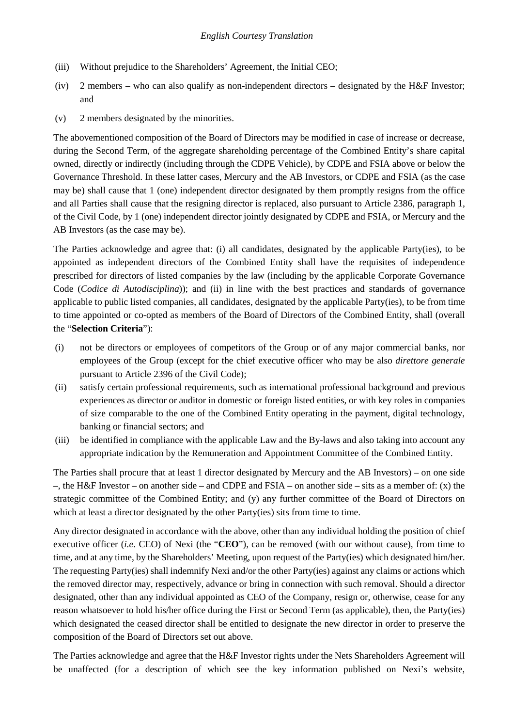(iii) Without prejudice to the Shareholders' Agreement, the Initial CEO;

(iv) 2 members – who can also qualify as non-independent directors – designated by the H&F Investor; and

(v) 2 members designated by the minorities.

The abovementioned composition of the Board of Directors may be modified in case of increase or decrease, during the Second Term, of the aggregate shareholding percentage of the Combined Entity's share capital owned, directly or indirectly (including through the CDPE Vehicle), by CDPE and FSIA above or below the Governance Threshold. In these latter cases, Mercury and the AB Investors, or CDPE and FSIA (as the case may be) shall cause that 1 (one) independent director designated by them promptly resigns from the office and all Parties shall cause that the resigning director is replaced, also pursuant to Article 2386, paragraph 1, of the Civil Code, by 1 (one) independent director jointly designated by CDPE and FSIA, or Mercury and the AB Investors (as the case may be).

The Parties acknowledge and agree that: (i) all candidates, designated by the applicable Party(ies), to be appointed as independent directors of the Combined Entity shall have the requisites of independence prescribed for directors of listed companies by the law (including by the applicable Corporate Governance Code (*Codice di Autodisciplina*)); and (ii) in line with the best practices and standards of governance applicable to public listed companies, all candidates, designated by the applicable Party(ies), to be from time to time appointed or co-opted as members of the Board of Directors of the Combined Entity, shall (overall the "**Selection Criteria**"):

(i) not be directors or employees of competitors of the Group or of any major commercial banks, nor employees of the Group (except for the chief executive officer who may be also *direttore generale* pursuant to Article 2396 of the Civil Code);

(ii) satisfy certain professional requirements, such as international professional background and previous experiences as director or auditor in domestic or foreign listed entities, or with key roles in companies of size comparable to the one of the Combined Entity operating in the payment, digital technology, banking or financial sectors; and

(iii) be identified in compliance with the applicable Law and the By-laws and also taking into account any appropriate indication by the Remuneration and Appointment Committee of the Combined Entity.

The Parties shall procure that at least 1 director designated by Mercury and the AB Investors) – on one side –, the H&F Investor – on another side – and CDPE and FSIA – on another side – sits as a member of: (x) the strategic committee of the Combined Entity; and (y) any further committee of the Board of Directors on which at least a director designated by the other Party(ies) sits from time to time.

Any director designated in accordance with the above, other than any individual holding the position of chief executive officer (*i.e.* CEO) of Nexi (the "**CEO**"), can be removed (with our without cause), from time to time, and at any time, by the Shareholders' Meeting, upon request of the Party(ies) which designated him/her. The requesting Party(ies) shall indemnify Nexi and/or the other Party(ies) against any claims or actions which the removed director may, respectively, advance or bring in connection with such removal. Should a director designated, other than any individual appointed as CEO of the Company, resign or, otherwise, cease for any reason whatsoever to hold his/her office during the First or Second Term (as applicable), then, the Party(ies) which designated the ceased director shall be entitled to designate the new director in order to preserve the composition of the Board of Directors set out above.

The Parties acknowledge and agree that the H&F Investor rights under the Nets Shareholders Agreement will be unaffected (for a description of which see the key information published on Nexi's website,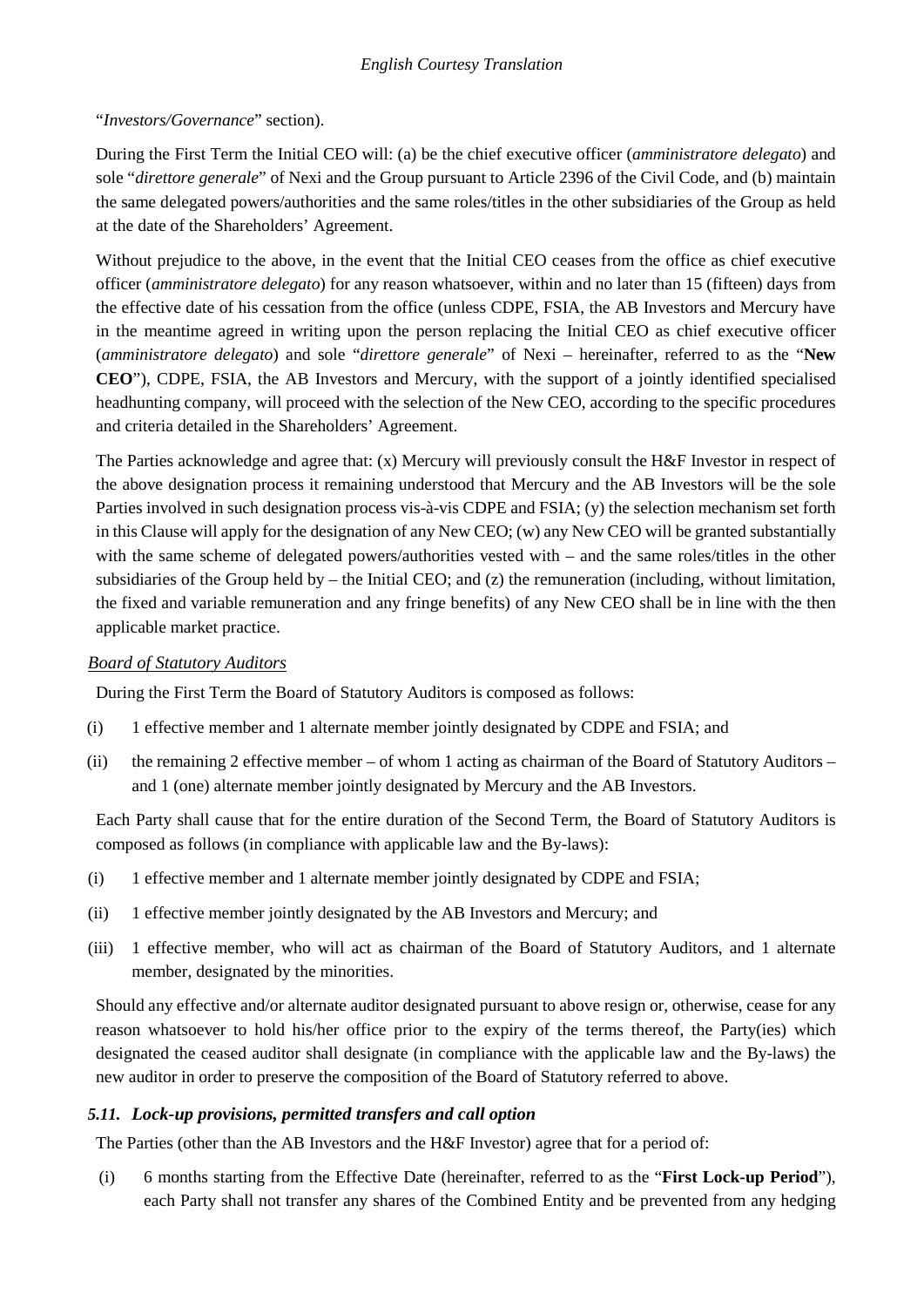"*Investors/Governance*" section).

During the First Term the Initial CEO will: (a) be the chief executive officer (*amministratore delegato*) and sole "*direttore generale*" of Nexi and the Group pursuant to Article 2396 of the Civil Code, and (b) maintain the same delegated powers/authorities and the same roles/titles in the other subsidiaries of the Group as held at the date of the Shareholders' Agreement.

Without prejudice to the above, in the event that the Initial CEO ceases from the office as chief executive officer (*amministratore delegato*) for any reason whatsoever, within and no later than 15 (fifteen) days from the effective date of his cessation from the office (unless CDPE, FSIA, the AB Investors and Mercury have in the meantime agreed in writing upon the person replacing the Initial CEO as chief executive officer (*amministratore delegato*) and sole "*direttore generale*" of Nexi – hereinafter, referred to as the "**New CEO**"), CDPE, FSIA, the AB Investors and Mercury, with the support of a jointly identified specialised headhunting company, will proceed with the selection of the New CEO, according to the specific procedures and criteria detailed in the Shareholders' Agreement.

The Parties acknowledge and agree that: (x) Mercury will previously consult the H&F Investor in respect of the above designation process it remaining understood that Mercury and the AB Investors will be the sole Parties involved in such designation process vis-à-vis CDPE and FSIA; (y) the selection mechanism set forth in this Clause will apply for the designation of any New CEO; (w) any New CEO will be granted substantially with the same scheme of delegated powers/authorities vested with – and the same roles/titles in the other subsidiaries of the Group held by – the Initial CEO; and (z) the remuneration (including, without limitation, the fixed and variable remuneration and any fringe benefits) of any New CEO shall be in line with the then applicable market practice.

*Board of Statutory Auditors*

During the First Term the Board of Statutory Auditors is composed as follows:

(i) 1 effective member and 1 alternate member jointly designated by CDPE and FSIA; and

(ii) the remaining 2 effective member – of whom 1 acting as chairman of the Board of Statutory Auditors – and 1 (one) alternate member jointly designated by Mercury and the AB Investors.

Each Party shall cause that for the entire duration of the Second Term, the Board of Statutory Auditors is composed as follows (in compliance with applicable law and the By-laws):

(i) 1 effective member and 1 alternate member jointly designated by CDPE and FSIA;

(ii) 1 effective member jointly designated by the AB Investors and Mercury; and

(iii) 1 effective member, who will act as chairman of the Board of Statutory Auditors, and 1 alternate member, designated by the minorities.

Should any effective and/or alternate auditor designated pursuant to above resign or, otherwise, cease for any reason whatsoever to hold his/her office prior to the expiry of the terms thereof, the Party(ies) which designated the ceased auditor shall designate (in compliance with the applicable law and the By-laws) the new auditor in order to preserve the composition of the Board of Statutory referred to above.

### *5.11. Lock-up provisions, permitted transfers and call option*

The Parties (other than the AB Investors and the H&F Investor) agree that for a period of:

(i) 6 months starting from the Effective Date (hereinafter, referred to as the "**First Lock-up Period**"), each Party shall not transfer any shares of the Combined Entity and be prevented from any hedging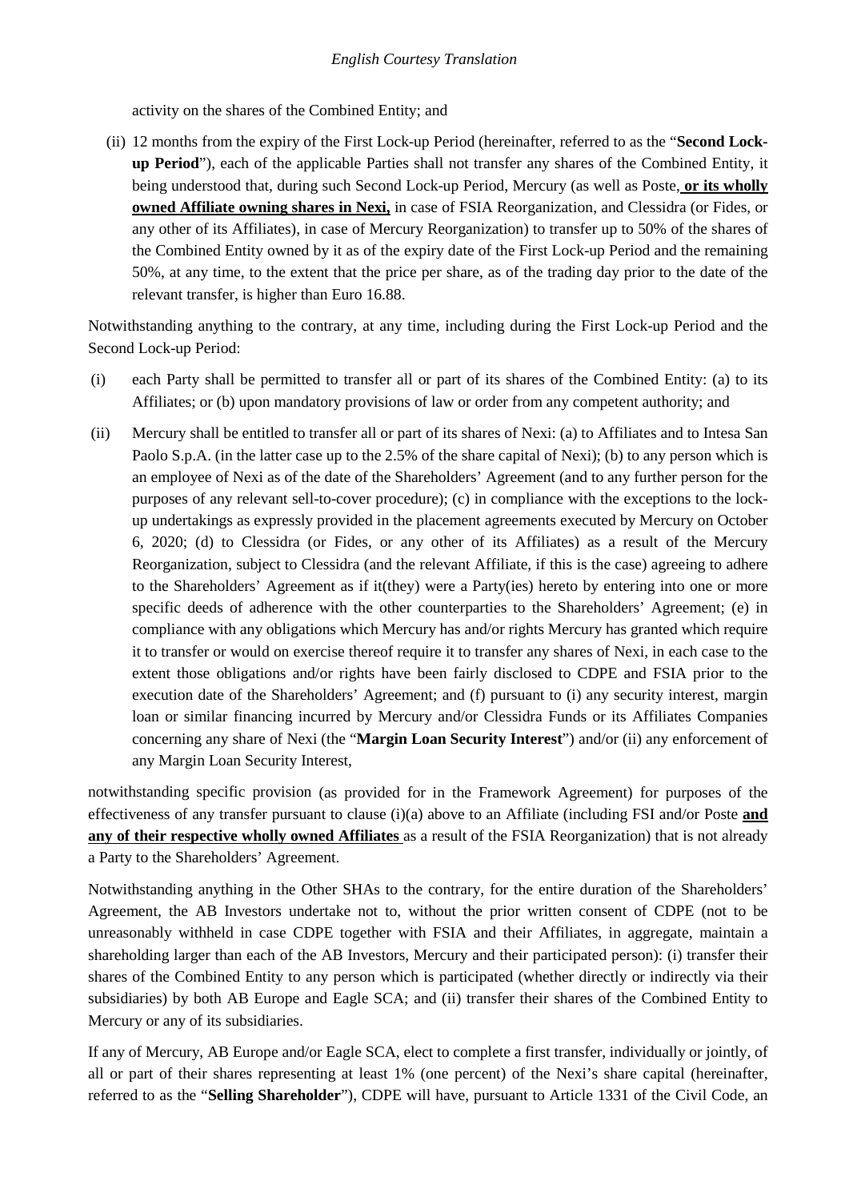activity on the shares of the Combined Entity; and

(ii) 12 months from the expiry of the First Lock-up Period (hereinafter, referred to as the "**Second Lock-up Period**"), each of the applicable Parties shall not transfer any shares of the Combined Entity, it being understood that, during such Second Lock-up Period, Mercury (as well as Poste, **or its wholly owned Affiliate owning shares in Nexi,** in case of FSIA Reorganization, and Clessidra (or Fides, or any other of its Affiliates), in case of Mercury Reorganization) to transfer up to 50% of the shares of the Combined Entity owned by it as of the expiry date of the First Lock-up Period and the remaining 50%, at any time, to the extent that the price per share, as of the trading day prior to the date of the relevant transfer, is higher than Euro 16.88.

Notwithstanding anything to the contrary, at any time, including during the First Lock-up Period and the Second Lock-up Period:

(i) each Party shall be permitted to transfer all or part of its shares of the Combined Entity: (a) to its Affiliates; or (b) upon mandatory provisions of law or order from any competent authority; and

(ii) Mercury shall be entitled to transfer all or part of its shares of Nexi: (a) to Affiliates and to Intesa San Paolo S.p.A. (in the latter case up to the 2.5% of the share capital of Nexi); (b) to any person which is an employee of Nexi as of the date of the Shareholders' Agreement (and to any further person for the purposes of any relevant sell-to-cover procedure); (c) in compliance with the exceptions to the lock-up undertakings as expressly provided in the placement agreements executed by Mercury on October 6, 2020; (d) to Clessidra (or Fides, or any other of its Affiliates) as a result of the Mercury Reorganization, subject to Clessidra (and the relevant Affiliate, if this is the case) agreeing to adhere to the Shareholders' Agreement as if it(they) were a Party(ies) hereto by entering into one or more specific deeds of adherence with the other counterparties to the Shareholders' Agreement; (e) in compliance with any obligations which Mercury has and/or rights Mercury has granted which require it to transfer or would on exercise thereof require it to transfer any shares of Nexi, in each case to the extent those obligations and/or rights have been fairly disclosed to CDPE and FSIA prior to the execution date of the Shareholders' Agreement; and (f) pursuant to (i) any security interest, margin loan or similar financing incurred by Mercury and/or Clessidra Funds or its Affiliates Companies concerning any share of Nexi (the "**Margin Loan Security Interest**") and/or (ii) any enforcement of any Margin Loan Security Interest,

notwithstanding specific provision (as provided for in the Framework Agreement) for purposes of the effectiveness of any transfer pursuant to clause (i)(a) above to an Affiliate (including FSI and/or Poste **and any of their respective wholly owned Affiliates** as a result of the FSIA Reorganization) that is not already a Party to the Shareholders' Agreement.

Notwithstanding anything in the Other SHAs to the contrary, for the entire duration of the Shareholders' Agreement, the AB Investors undertake not to, without the prior written consent of CDPE (not to be unreasonably withheld in case CDPE together with FSIA and their Affiliates, in aggregate, maintain a shareholding larger than each of the AB Investors, Mercury and their participated person): (i) transfer their shares of the Combined Entity to any person which is participated (whether directly or indirectly via their subsidiaries) by both AB Europe and Eagle SCA; and (ii) transfer their shares of the Combined Entity to Mercury or any of its subsidiaries.

If any of Mercury, AB Europe and/or Eagle SCA, elect to complete a first transfer, individually or jointly, of all or part of their shares representing at least 1% (one percent) of the Nexi's share capital (hereinafter, referred to as the "**Selling Shareholder**"), CDPE will have, pursuant to Article 1331 of the Civil Code, an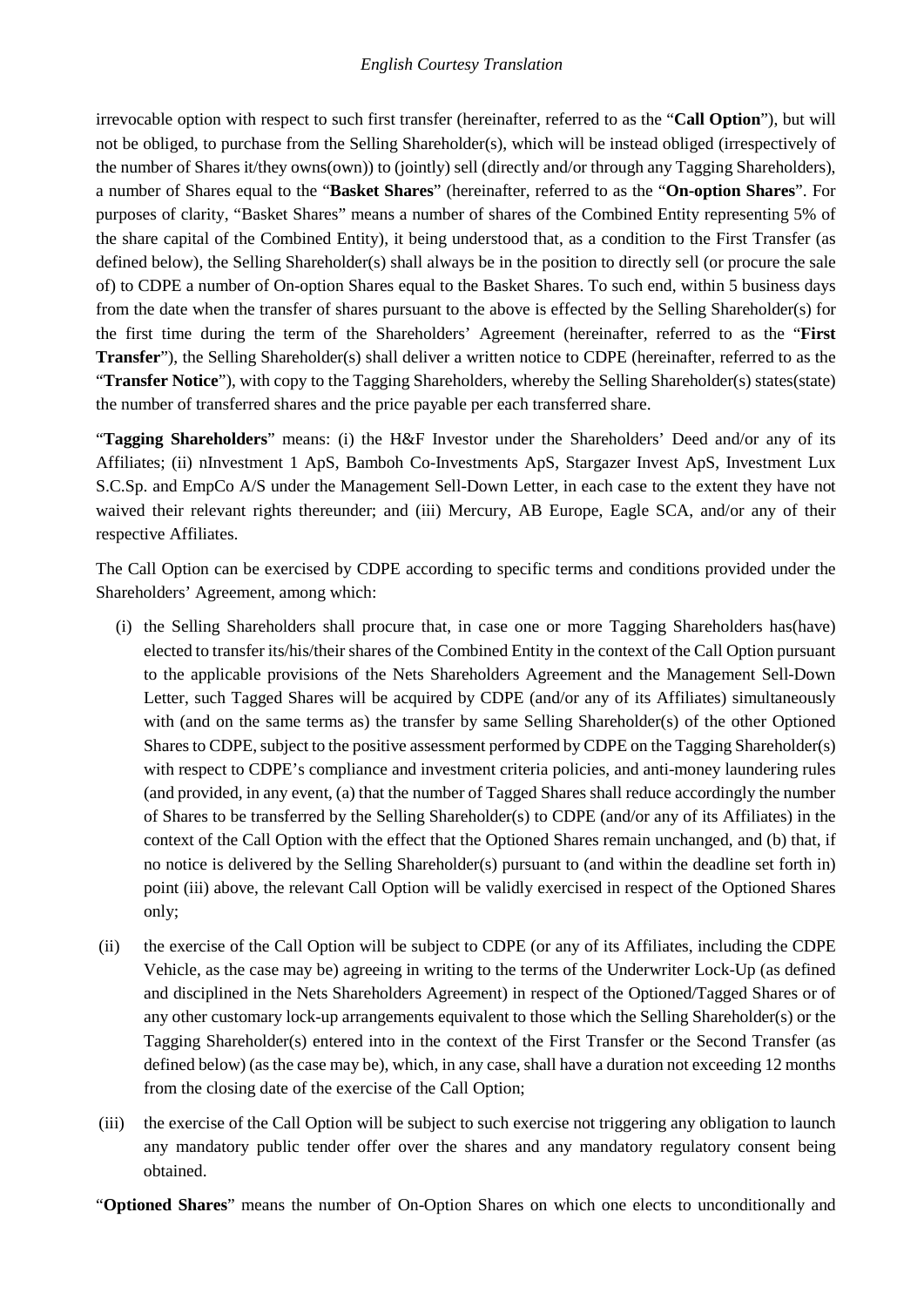irrevocable option with respect to such first transfer (hereinafter, referred to as the "**Call Option**"), but will not be obliged, to purchase from the Selling Shareholder(s), which will be instead obliged (irrespectively of the number of Shares it/they owns(own)) to (jointly) sell (directly and/or through any Tagging Shareholders), a number of Shares equal to the "**Basket Shares**" (hereinafter, referred to as the "**On-option Shares**". For purposes of clarity, "Basket Shares" means a number of shares of the Combined Entity representing 5% of the share capital of the Combined Entity), it being understood that, as a condition to the First Transfer (as defined below), the Selling Shareholder(s) shall always be in the position to directly sell (or procure the sale of) to CDPE a number of On-option Shares equal to the Basket Shares. To such end, within 5 business days from the date when the transfer of shares pursuant to the above is effected by the Selling Shareholder(s) for the first time during the term of the Shareholders' Agreement (hereinafter, referred to as the "**First Transfer**"), the Selling Shareholder(s) shall deliver a written notice to CDPE (hereinafter, referred to as the "**Transfer Notice**"), with copy to the Tagging Shareholders, whereby the Selling Shareholder(s) states(state) the number of transferred shares and the price payable per each transferred share.

"**Tagging Shareholders**" means: (i) the H&F Investor under the Shareholders' Deed and/or any of its Affiliates; (ii) nInvestment 1 ApS, Bamboh Co-Investments ApS, Stargazer Invest ApS, Investment Lux S.C.Sp. and EmpCo A/S under the Management Sell-Down Letter, in each case to the extent they have not waived their relevant rights thereunder; and (iii) Mercury, AB Europe, Eagle SCA, and/or any of their respective Affiliates.

The Call Option can be exercised by CDPE according to specific terms and conditions provided under the Shareholders' Agreement, among which:

(i) the Selling Shareholders shall procure that, in case one or more Tagging Shareholders has(have) elected to transfer its/his/their shares of the Combined Entity in the context of the Call Option pursuant to the applicable provisions of the Nets Shareholders Agreement and the Management Sell-Down Letter, such Tagged Shares will be acquired by CDPE (and/or any of its Affiliates) simultaneously with (and on the same terms as) the transfer by same Selling Shareholder(s) of the other Optioned Shares to CDPE, subject to the positive assessment performed by CDPE on the Tagging Shareholder(s) with respect to CDPE's compliance and investment criteria policies, and anti-money laundering rules (and provided, in any event, (a) that the number of Tagged Shares shall reduce accordingly the number of Shares to be transferred by the Selling Shareholder(s) to CDPE (and/or any of its Affiliates) in the context of the Call Option with the effect that the Optioned Shares remain unchanged, and (b) that, if no notice is delivered by the Selling Shareholder(s) pursuant to (and within the deadline set forth in) point (iii) above, the relevant Call Option will be validly exercised in respect of the Optioned Shares only;

(ii) the exercise of the Call Option will be subject to CDPE (or any of its Affiliates, including the CDPE Vehicle, as the case may be) agreeing in writing to the terms of the Underwriter Lock-Up (as defined and disciplined in the Nets Shareholders Agreement) in respect of the Optioned/Tagged Shares or of any other customary lock-up arrangements equivalent to those which the Selling Shareholder(s) or the Tagging Shareholder(s) entered into in the context of the First Transfer or the Second Transfer (as defined below) (as the case may be), which, in any case, shall have a duration not exceeding 12 months from the closing date of the exercise of the Call Option;

(iii) the exercise of the Call Option will be subject to such exercise not triggering any obligation to launch any mandatory public tender offer over the shares and any mandatory regulatory consent being obtained.

"**Optioned Shares**" means the number of On-Option Shares on which one elects to unconditionally and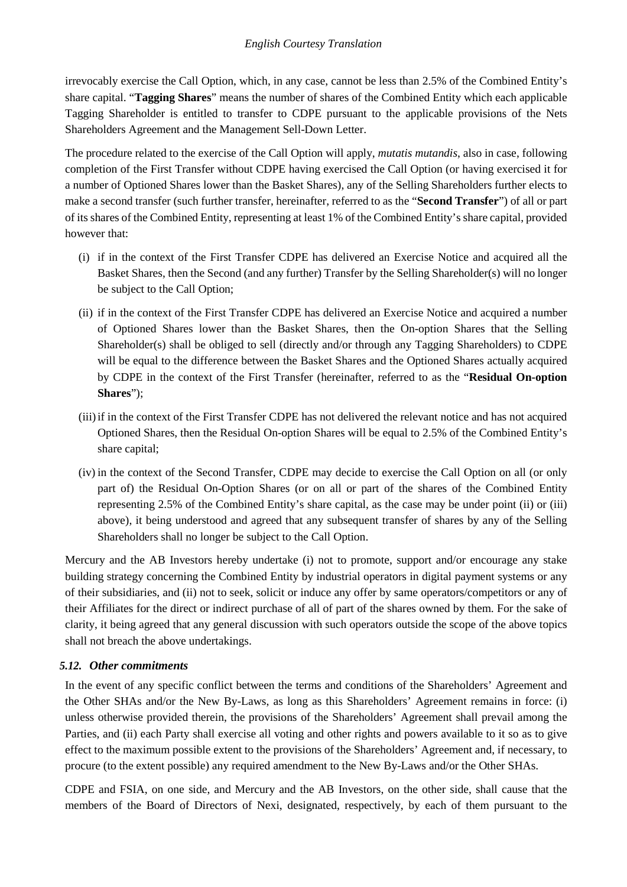irrevocably exercise the Call Option, which, in any case, cannot be less than 2.5% of the Combined Entity's share capital. "**Tagging Shares**" means the number of shares of the Combined Entity which each applicable Tagging Shareholder is entitled to transfer to CDPE pursuant to the applicable provisions of the Nets Shareholders Agreement and the Management Sell-Down Letter.

The procedure related to the exercise of the Call Option will apply, *mutatis mutandis*, also in case, following completion of the First Transfer without CDPE having exercised the Call Option (or having exercised it for a number of Optioned Shares lower than the Basket Shares), any of the Selling Shareholders further elects to make a second transfer (such further transfer, hereinafter, referred to as the "**Second Transfer**") of all or part of its shares of the Combined Entity, representing at least 1% of the Combined Entity's share capital, provided however that:

(i) if in the context of the First Transfer CDPE has delivered an Exercise Notice and acquired all the Basket Shares, then the Second (and any further) Transfer by the Selling Shareholder(s) will no longer be subject to the Call Option;

(ii) if in the context of the First Transfer CDPE has delivered an Exercise Notice and acquired a number of Optioned Shares lower than the Basket Shares, then the On-option Shares that the Selling Shareholder(s) shall be obliged to sell (directly and/or through any Tagging Shareholders) to CDPE will be equal to the difference between the Basket Shares and the Optioned Shares actually acquired by CDPE in the context of the First Transfer (hereinafter, referred to as the "**Residual On-option Shares**");

(iii) if in the context of the First Transfer CDPE has not delivered the relevant notice and has not acquired Optioned Shares, then the Residual On-option Shares will be equal to 2.5% of the Combined Entity's share capital;

(iv) in the context of the Second Transfer, CDPE may decide to exercise the Call Option on all (or only part of) the Residual On-Option Shares (or on all or part of the shares of the Combined Entity representing 2.5% of the Combined Entity's share capital, as the case may be under point (ii) or (iii) above), it being understood and agreed that any subsequent transfer of shares by any of the Selling Shareholders shall no longer be subject to the Call Option.

Mercury and the AB Investors hereby undertake (i) not to promote, support and/or encourage any stake building strategy concerning the Combined Entity by industrial operators in digital payment systems or any of their subsidiaries, and (ii) not to seek, solicit or induce any offer by same operators/competitors or any of their Affiliates for the direct or indirect purchase of all of part of the shares owned by them. For the sake of clarity, it being agreed that any general discussion with such operators outside the scope of the above topics shall not breach the above undertakings.

### *5.12. Other commitments*

In the event of any specific conflict between the terms and conditions of the Shareholders' Agreement and the Other SHAs and/or the New By-Laws, as long as this Shareholders' Agreement remains in force: (i) unless otherwise provided therein, the provisions of the Shareholders' Agreement shall prevail among the Parties, and (ii) each Party shall exercise all voting and other rights and powers available to it so as to give effect to the maximum possible extent to the provisions of the Shareholders' Agreement and, if necessary, to procure (to the extent possible) any required amendment to the New By-Laws and/or the Other SHAs.

CDPE and FSIA, on one side, and Mercury and the AB Investors, on the other side, shall cause that the members of the Board of Directors of Nexi, designated, respectively, by each of them pursuant to the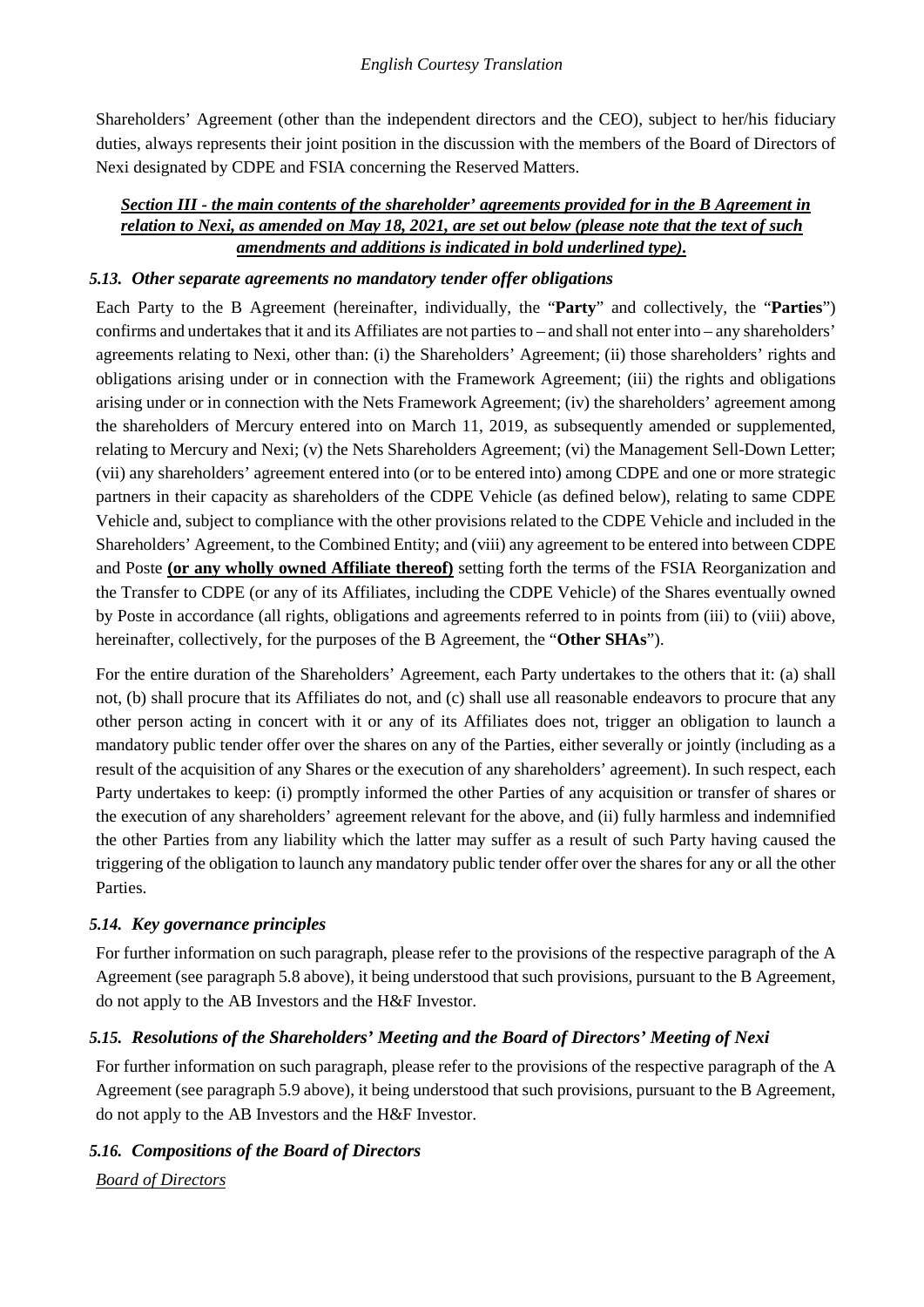Shareholders' Agreement (other than the independent directors and the CEO), subject to her/his fiduciary duties, always represents their joint position in the discussion with the members of the Board of Directors of Nexi designated by CDPE and FSIA concerning the Reserved Matters.

***<u>Section III - the main contents of the shareholder' agreements provided for in the B Agreement in relation to Nexi, as amended on May 18, 2021, are set out below (please note that the text of such amendments and additions is indicated in bold underlined type).</u>***

### *5.13. Other separate agreements no mandatory tender offer obligations*

Each Party to the B Agreement (hereinafter, individually, the "**Party**" and collectively, the "**Parties**") confirms and undertakes that it and its Affiliates are not parties to – and shall not enter into – any shareholders' agreements relating to Nexi, other than: (i) the Shareholders' Agreement; (ii) those shareholders' rights and obligations arising under or in connection with the Framework Agreement; (iii) the rights and obligations arising under or in connection with the Nets Framework Agreement; (iv) the shareholders' agreement among the shareholders of Mercury entered into on March 11, 2019, as subsequently amended or supplemented, relating to Mercury and Nexi; (v) the Nets Shareholders Agreement; (vi) the Management Sell-Down Letter; (vii) any shareholders' agreement entered into (or to be entered into) among CDPE and one or more strategic partners in their capacity as shareholders of the CDPE Vehicle (as defined below), relating to same CDPE Vehicle and, subject to compliance with the other provisions related to the CDPE Vehicle and included in the Shareholders' Agreement, to the Combined Entity; and (viii) any agreement to be entered into between CDPE and Poste **<u>(or any wholly owned Affiliate thereof)</u>** setting forth the terms of the FSIA Reorganization and the Transfer to CDPE (or any of its Affiliates, including the CDPE Vehicle) of the Shares eventually owned by Poste in accordance (all rights, obligations and agreements referred to in points from (iii) to (viii) above, hereinafter, collectively, for the purposes of the B Agreement, the "**Other SHAs**").

For the entire duration of the Shareholders' Agreement, each Party undertakes to the others that it: (a) shall not, (b) shall procure that its Affiliates do not, and (c) shall use all reasonable endeavors to procure that any other person acting in concert with it or any of its Affiliates does not, trigger an obligation to launch a mandatory public tender offer over the shares on any of the Parties, either severally or jointly (including as a result of the acquisition of any Shares or the execution of any shareholders' agreement). In such respect, each Party undertakes to keep: (i) promptly informed the other Parties of any acquisition or transfer of shares or the execution of any shareholders' agreement relevant for the above, and (ii) fully harmless and indemnified the other Parties from any liability which the latter may suffer as a result of such Party having caused the triggering of the obligation to launch any mandatory public tender offer over the shares for any or all the other Parties.

### *5.14. Key governance principles*

For further information on such paragraph, please refer to the provisions of the respective paragraph of the A Agreement (see paragraph 5.8 above), it being understood that such provisions, pursuant to the B Agreement, do not apply to the AB Investors and the H&F Investor.

### *5.15. Resolutions of the Shareholders' Meeting and the Board of Directors' Meeting of Nexi*

For further information on such paragraph, please refer to the provisions of the respective paragraph of the A Agreement (see paragraph 5.9 above), it being understood that such provisions, pursuant to the B Agreement, do not apply to the AB Investors and the H&F Investor.

### *5.16. Compositions of the Board of Directors*

*<u>Board of Directors</u>*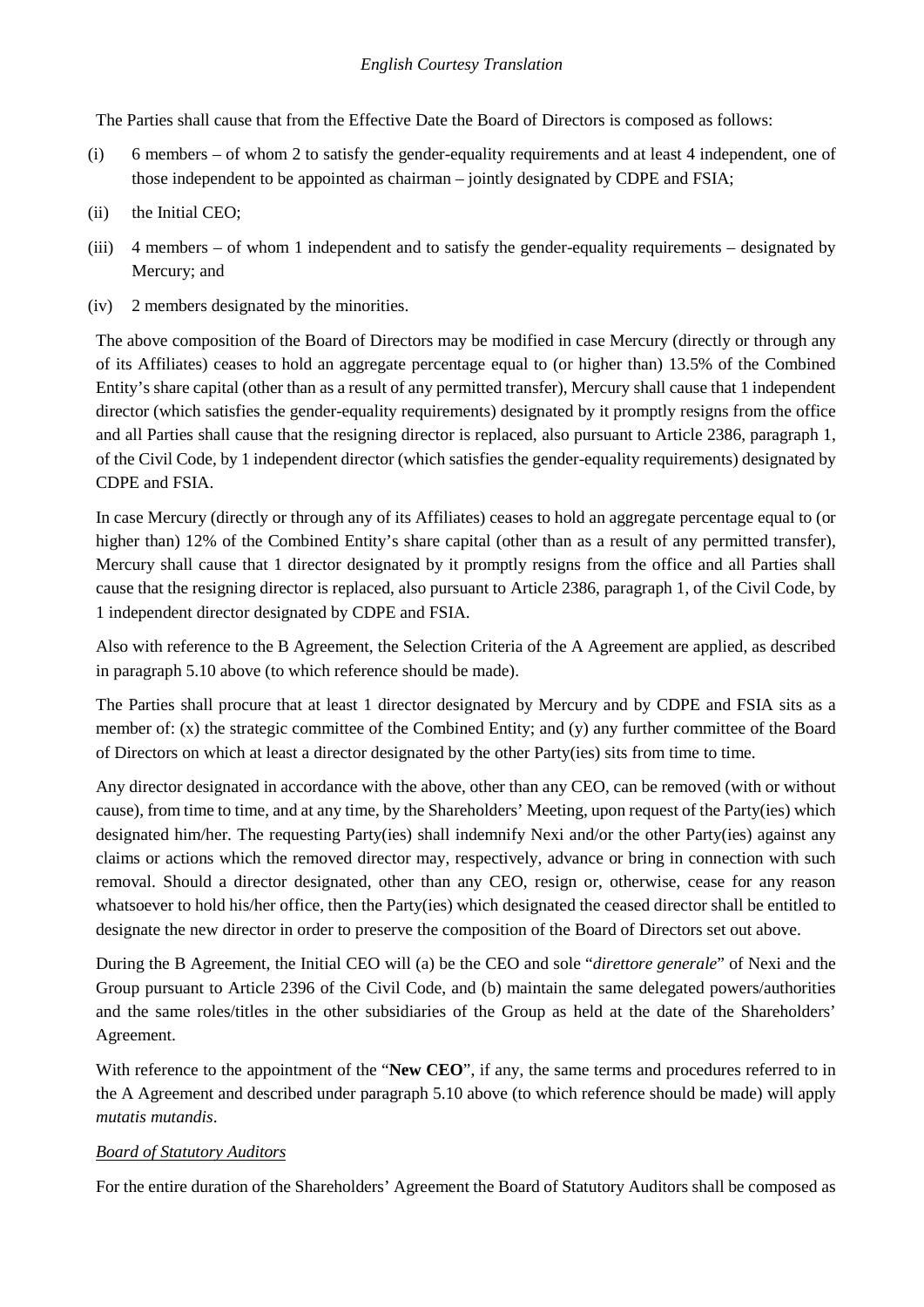The Parties shall cause that from the Effective Date the Board of Directors is composed as follows:

(i) 6 members – of whom 2 to satisfy the gender-equality requirements and at least 4 independent, one of those independent to be appointed as chairman – jointly designated by CDPE and FSIA;

(ii) the Initial CEO;

(iii) 4 members – of whom 1 independent and to satisfy the gender-equality requirements – designated by Mercury; and

(iv) 2 members designated by the minorities.

The above composition of the Board of Directors may be modified in case Mercury (directly or through any of its Affiliates) ceases to hold an aggregate percentage equal to (or higher than) 13.5% of the Combined Entity's share capital (other than as a result of any permitted transfer), Mercury shall cause that 1 independent director (which satisfies the gender-equality requirements) designated by it promptly resigns from the office and all Parties shall cause that the resigning director is replaced, also pursuant to Article 2386, paragraph 1, of the Civil Code, by 1 independent director (which satisfies the gender-equality requirements) designated by CDPE and FSIA.

In case Mercury (directly or through any of its Affiliates) ceases to hold an aggregate percentage equal to (or higher than) 12% of the Combined Entity's share capital (other than as a result of any permitted transfer), Mercury shall cause that 1 director designated by it promptly resigns from the office and all Parties shall cause that the resigning director is replaced, also pursuant to Article 2386, paragraph 1, of the Civil Code, by 1 independent director designated by CDPE and FSIA.

Also with reference to the B Agreement, the Selection Criteria of the A Agreement are applied, as described in paragraph 5.10 above (to which reference should be made).

The Parties shall procure that at least 1 director designated by Mercury and by CDPE and FSIA sits as a member of: (x) the strategic committee of the Combined Entity; and (y) any further committee of the Board of Directors on which at least a director designated by the other Party(ies) sits from time to time.

Any director designated in accordance with the above, other than any CEO, can be removed (with or without cause), from time to time, and at any time, by the Shareholders' Meeting, upon request of the Party(ies) which designated him/her. The requesting Party(ies) shall indemnify Nexi and/or the other Party(ies) against any claims or actions which the removed director may, respectively, advance or bring in connection with such removal. Should a director designated, other than any CEO, resign or, otherwise, cease for any reason whatsoever to hold his/her office, then the Party(ies) which designated the ceased director shall be entitled to designate the new director in order to preserve the composition of the Board of Directors set out above.

During the B Agreement, the Initial CEO will (a) be the CEO and sole "*direttore generale*" of Nexi and the Group pursuant to Article 2396 of the Civil Code, and (b) maintain the same delegated powers/authorities and the same roles/titles in the other subsidiaries of the Group as held at the date of the Shareholders' Agreement.

With reference to the appointment of the "**New CEO**", if any, the same terms and procedures referred to in the A Agreement and described under paragraph 5.10 above (to which reference should be made) will apply *mutatis mutandis*.

*Board of Statutory Auditors*

For the entire duration of the Shareholders' Agreement the Board of Statutory Auditors shall be composed as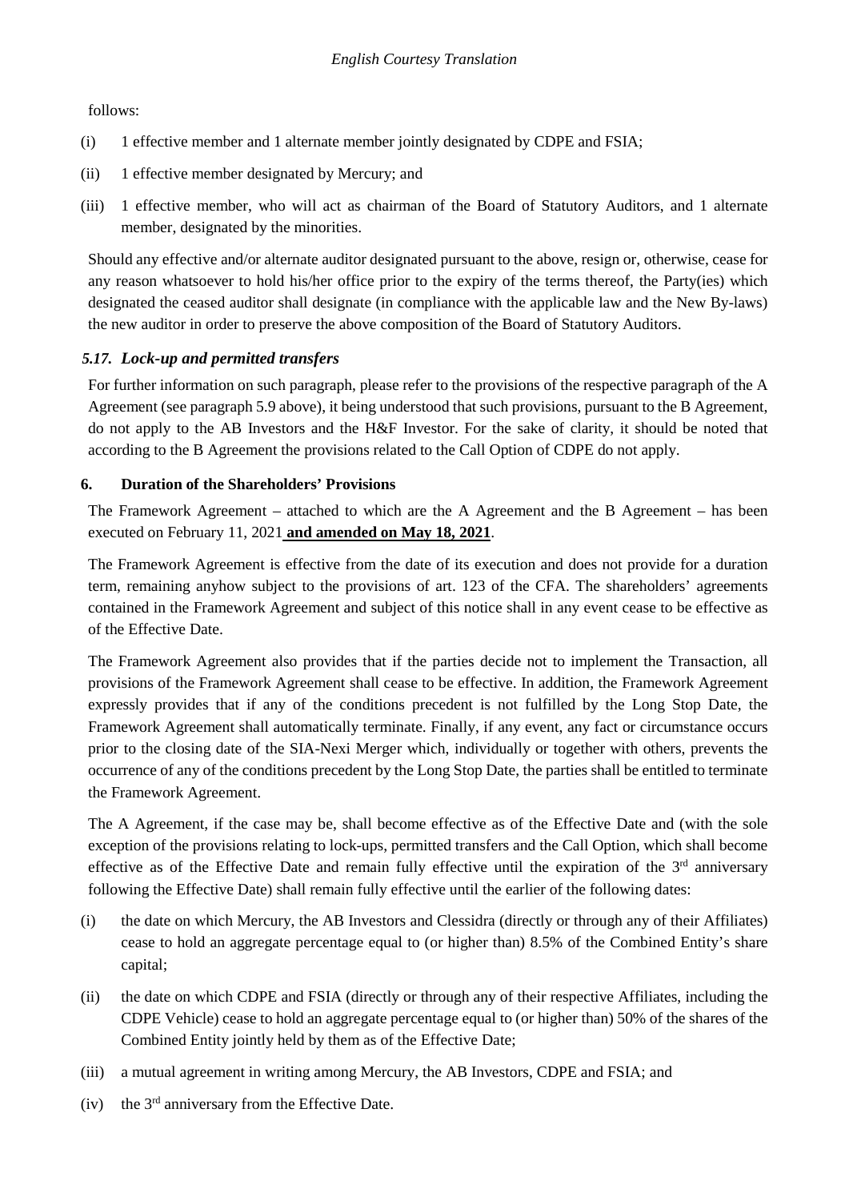follows:

(i) 1 effective member and 1 alternate member jointly designated by CDPE and FSIA;

(ii) 1 effective member designated by Mercury; and

(iii) 1 effective member, who will act as chairman of the Board of Statutory Auditors, and 1 alternate member, designated by the minorities.

Should any effective and/or alternate auditor designated pursuant to the above, resign or, otherwise, cease for any reason whatsoever to hold his/her office prior to the expiry of the terms thereof, the Party(ies) which designated the ceased auditor shall designate (in compliance with the applicable law and the New By-laws) the new auditor in order to preserve the above composition of the Board of Statutory Auditors.

### *5.17. Lock-up and permitted transfers*

For further information on such paragraph, please refer to the provisions of the respective paragraph of the A Agreement (see paragraph 5.9 above), it being understood that such provisions, pursuant to the B Agreement, do not apply to the AB Investors and the H&F Investor. For the sake of clarity, it should be noted that according to the B Agreement the provisions related to the Call Option of CDPE do not apply.

## 6. Duration of the Shareholders' Provisions

The Framework Agreement – attached to which are the A Agreement and the B Agreement – has been executed on February 11, 2021 **and amended on May 18, 2021**.

The Framework Agreement is effective from the date of its execution and does not provide for a duration term, remaining anyhow subject to the provisions of art. 123 of the CFA. The shareholders' agreements contained in the Framework Agreement and subject of this notice shall in any event cease to be effective as of the Effective Date.

The Framework Agreement also provides that if the parties decide not to implement the Transaction, all provisions of the Framework Agreement shall cease to be effective. In addition, the Framework Agreement expressly provides that if any of the conditions precedent is not fulfilled by the Long Stop Date, the Framework Agreement shall automatically terminate. Finally, if any event, any fact or circumstance occurs prior to the closing date of the SIA-Nexi Merger which, individually or together with others, prevents the occurrence of any of the conditions precedent by the Long Stop Date, the parties shall be entitled to terminate the Framework Agreement.

The A Agreement, if the case may be, shall become effective as of the Effective Date and (with the sole exception of the provisions relating to lock-ups, permitted transfers and the Call Option, which shall become effective as of the Effective Date and remain fully effective until the expiration of the 3rd anniversary following the Effective Date) shall remain fully effective until the earlier of the following dates:

(i) the date on which Mercury, the AB Investors and Clessidra (directly or through any of their Affiliates) cease to hold an aggregate percentage equal to (or higher than) 8.5% of the Combined Entity's share capital;

(ii) the date on which CDPE and FSIA (directly or through any of their respective Affiliates, including the CDPE Vehicle) cease to hold an aggregate percentage equal to (or higher than) 50% of the shares of the Combined Entity jointly held by them as of the Effective Date;

(iii) a mutual agreement in writing among Mercury, the AB Investors, CDPE and FSIA; and

(iv) the 3rd anniversary from the Effective Date.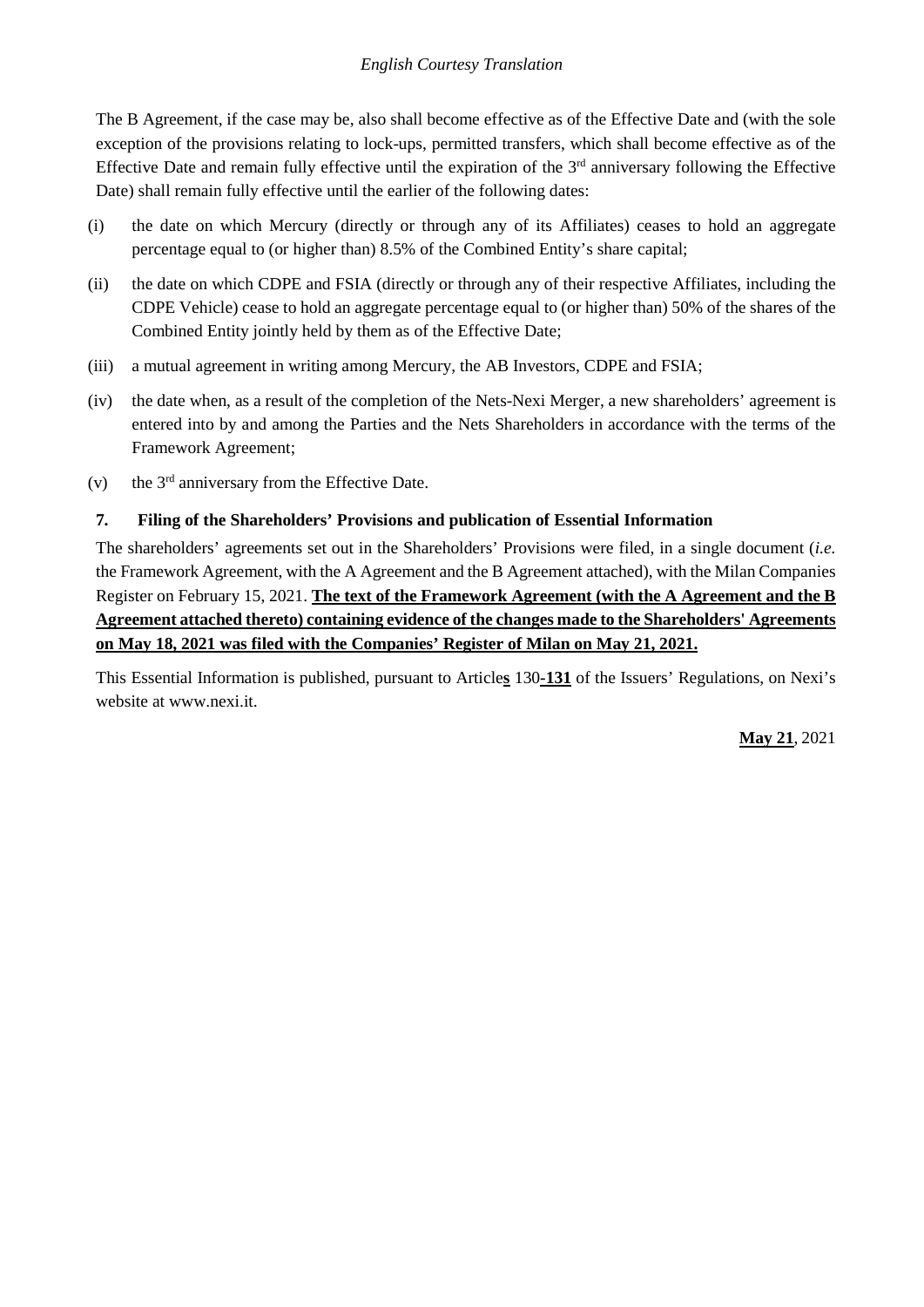The B Agreement, if the case may be, also shall become effective as of the Effective Date and (with the sole exception of the provisions relating to lock-ups, permitted transfers, which shall become effective as of the Effective Date and remain fully effective until the expiration of the 3rd anniversary following the Effective Date) shall remain fully effective until the earlier of the following dates:

(i) the date on which Mercury (directly or through any of its Affiliates) ceases to hold an aggregate percentage equal to (or higher than) 8.5% of the Combined Entity's share capital;

(ii) the date on which CDPE and FSIA (directly or through any of their respective Affiliates, including the CDPE Vehicle) cease to hold an aggregate percentage equal to (or higher than) 50% of the shares of the Combined Entity jointly held by them as of the Effective Date;

(iii) a mutual agreement in writing among Mercury, the AB Investors, CDPE and FSIA;

(iv) the date when, as a result of the completion of the Nets-Nexi Merger, a new shareholders' agreement is entered into by and among the Parties and the Nets Shareholders in accordance with the terms of the Framework Agreement;

(v) the 3rd anniversary from the Effective Date.

## 7. Filing of the Shareholders' Provisions and publication of Essential Information

The shareholders' agreements set out in the Shareholders' Provisions were filed, in a single document (*i.e.* the Framework Agreement, with the A Agreement and the B Agreement attached), with the Milan Companies Register on February 15, 2021. **The text of the Framework Agreement (with the A Agreement and the B Agreement attached thereto) containing evidence of the changes made to the Shareholders' Agreements on May 18, 2021 was filed with the Companies' Register of Milan on May 21, 2021.**

This Essential Information is published, pursuant to Article**s** 130**-131** of the Issuers' Regulations, on Nexi's website at www.nexi.it.

**May 21**, 2021